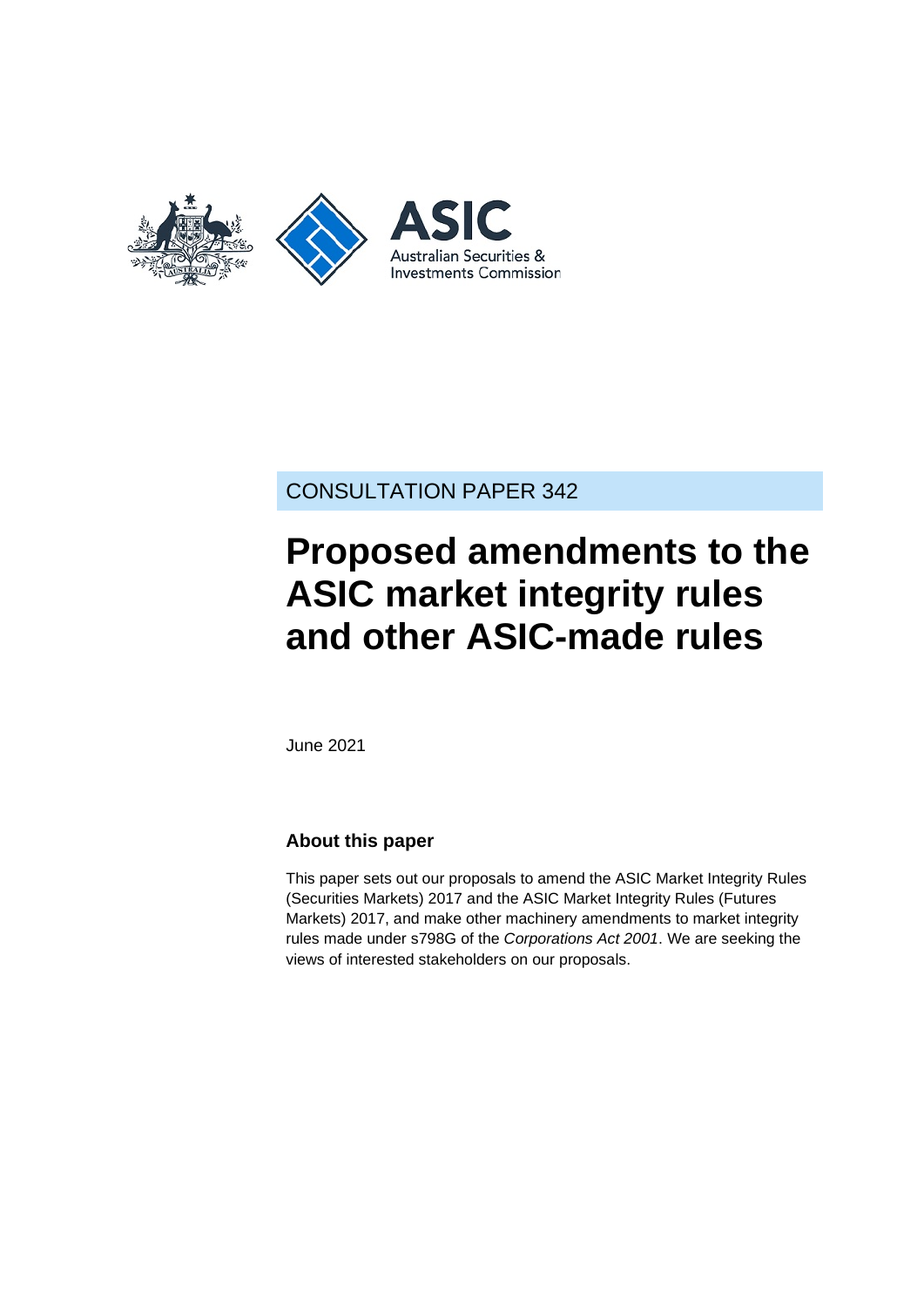CONSULTATION PAPER 342

# Proposed amendments to the ASIC market integrity rules and other ASIC-made rules

June 2021

## About this paper

This paper sets out our proposals to amend the ASIC Market Integrity Rules (Securities Markets) 2017 and the ASIC Market Integrity Rules (Futures Markets) 2017, and make other machinery amendments to market integrity rules made under s798G of the *Corporations Act 2001*. We are seeking the views of interested stakeholders on our proposals.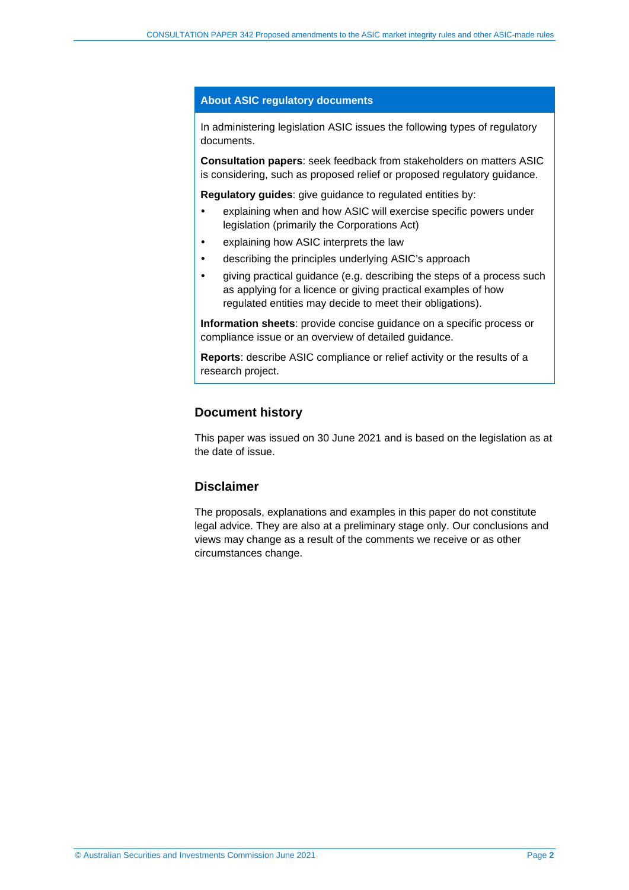## About ASIC regulatory documents

In administering legislation ASIC issues the following types of regulatory documents.

**Consultation papers**: seek feedback from stakeholders on matters ASIC is considering, such as proposed relief or proposed regulatory guidance.

**Regulatory guides**: give guidance to regulated entities by:

- explaining when and how ASIC will exercise specific powers under legislation (primarily the Corporations Act)
- explaining how ASIC interprets the law
- describing the principles underlying ASIC's approach
- giving practical guidance (e.g. describing the steps of a process such as applying for a licence or giving practical examples of how regulated entities may decide to meet their obligations).

**Information sheets**: provide concise guidance on a specific process or compliance issue or an overview of detailed guidance.

**Reports**: describe ASIC compliance or relief activity or the results of a research project.

## Document history

This paper was issued on 30 June 2021 and is based on the legislation as at the date of issue.

## Disclaimer

The proposals, explanations and examples in this paper do not constitute legal advice. They are also at a preliminary stage only. Our conclusions and views may change as a result of the comments we receive or as other circumstances change.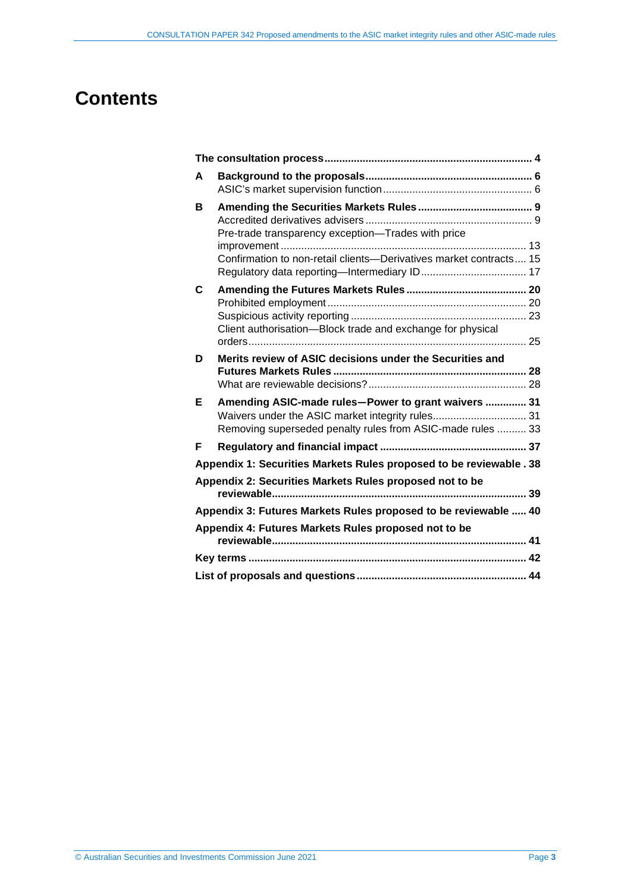# Contents

**The consultation process** .... **4**

**A Background to the proposals** .... **6**
- ASIC's market supervision function .... 6

**B Amending the Securities Markets Rules** .... **9**
- Accredited derivatives advisers .... 9
- Pre-trade transparency exception—Trades with price improvement .... 13
- Confirmation to non-retail clients—Derivatives market contracts .... 15
- Regulatory data reporting—Intermediary ID .... 17

**C Amending the Futures Markets Rules** .... **20**
- Prohibited employment .... 20
- Suspicious activity reporting .... 23
- Client authorisation—Block trade and exchange for physical orders .... 25

**D Merits review of ASIC decisions under the Securities and Futures Markets Rules** .... **28**
- What are reviewable decisions? .... 28

**E Amending ASIC-made rules—Power to grant waivers** .... **31**
- Waivers under the ASIC market integrity rules .... 31
- Removing superseded penalty rules from ASIC-made rules .... 33

**F Regulatory and financial impact** .... **37**

**Appendix 1: Securities Markets Rules proposed to be reviewable** .... **38**

**Appendix 2: Securities Markets Rules proposed not to be reviewable** .... **39**

**Appendix 3: Futures Markets Rules proposed to be reviewable** .... **40**

**Appendix 4: Futures Markets Rules proposed not to be reviewable** .... **41**

**Key terms** .... **42**

**List of proposals and questions** .... **44**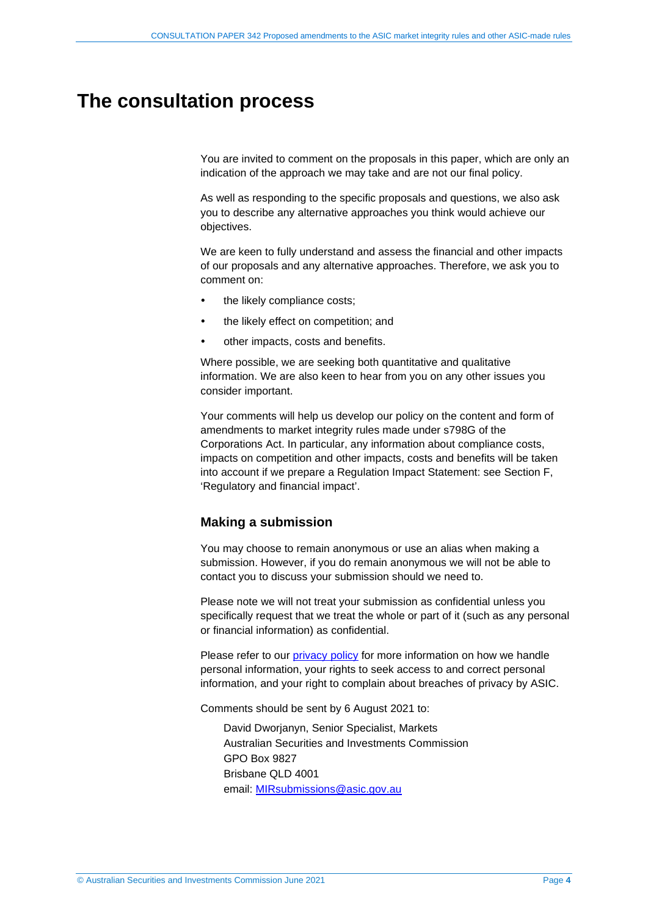# The consultation process

You are invited to comment on the proposals in this paper, which are only an indication of the approach we may take and are not our final policy.

As well as responding to the specific proposals and questions, we also ask you to describe any alternative approaches you think would achieve our objectives.

We are keen to fully understand and assess the financial and other impacts of our proposals and any alternative approaches. Therefore, we ask you to comment on:

- the likely compliance costs;
- the likely effect on competition; and
- other impacts, costs and benefits.

Where possible, we are seeking both quantitative and qualitative information. We are also keen to hear from you on any other issues you consider important.

Your comments will help us develop our policy on the content and form of amendments to market integrity rules made under s798G of the Corporations Act. In particular, any information about compliance costs, impacts on competition and other impacts, costs and benefits will be taken into account if we prepare a Regulation Impact Statement: see Section F, 'Regulatory and financial impact'.

## Making a submission

You may choose to remain anonymous or use an alias when making a submission. However, if you do remain anonymous we will not be able to contact you to discuss your submission should we need to.

Please note we will not treat your submission as confidential unless you specifically request that we treat the whole or part of it (such as any personal or financial information) as confidential.

Please refer to our privacy policy for more information on how we handle personal information, your rights to seek access to and correct personal information, and your right to complain about breaches of privacy by ASIC.

Comments should be sent by 6 August 2021 to:

David Dworjanyn, Senior Specialist, Markets
Australian Securities and Investments Commission
GPO Box 9827
Brisbane QLD 4001
email: MIRsubmissions@asic.gov.au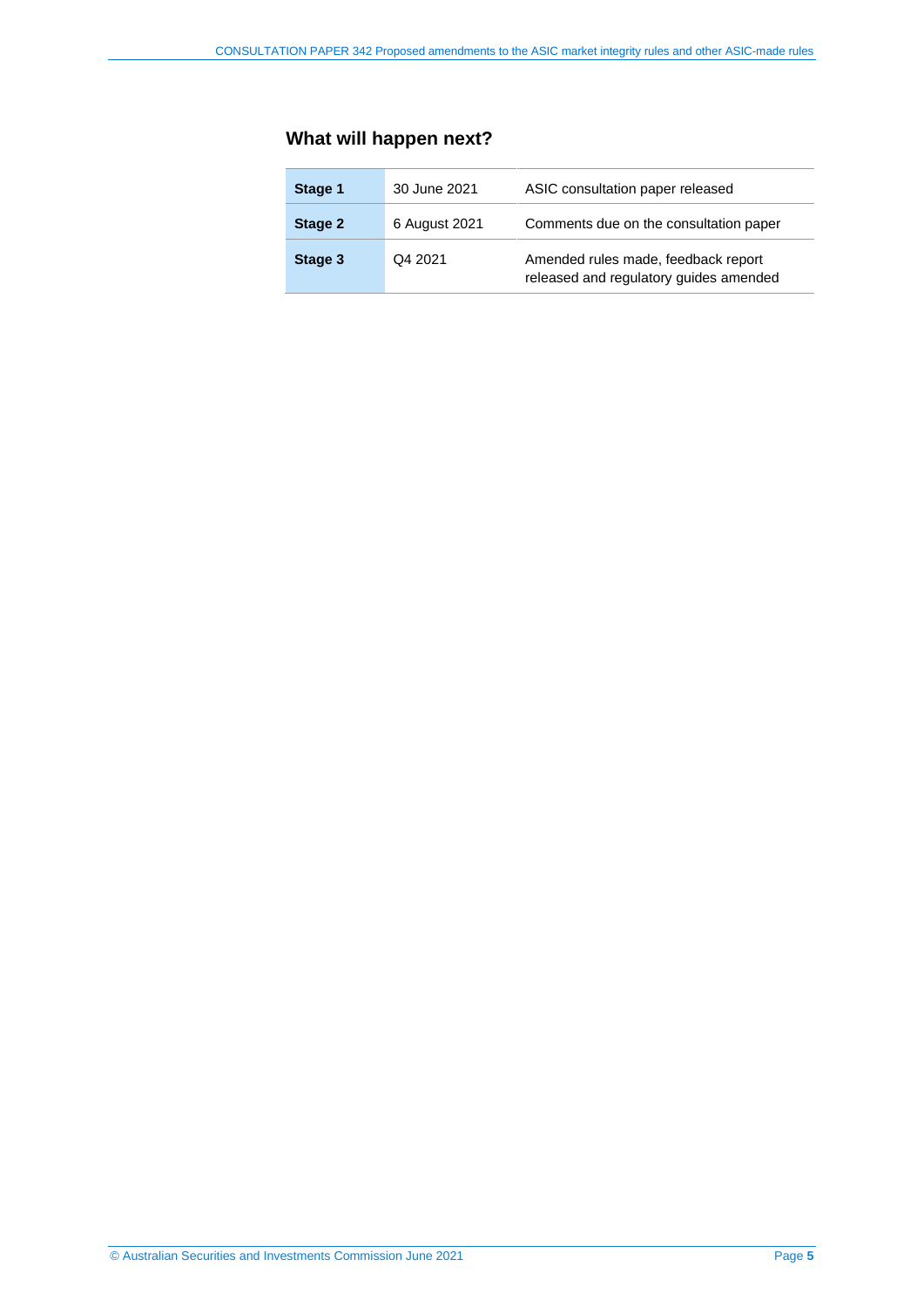## What will happen next?

| | | |
|---|---|---|
| **Stage 1** | 30 June 2021 | ASIC consultation paper released |
| **Stage 2** | 6 August 2021 | Comments due on the consultation paper |
| **Stage 3** | Q4 2021 | Amended rules made, feedback report released and regulatory guides amended |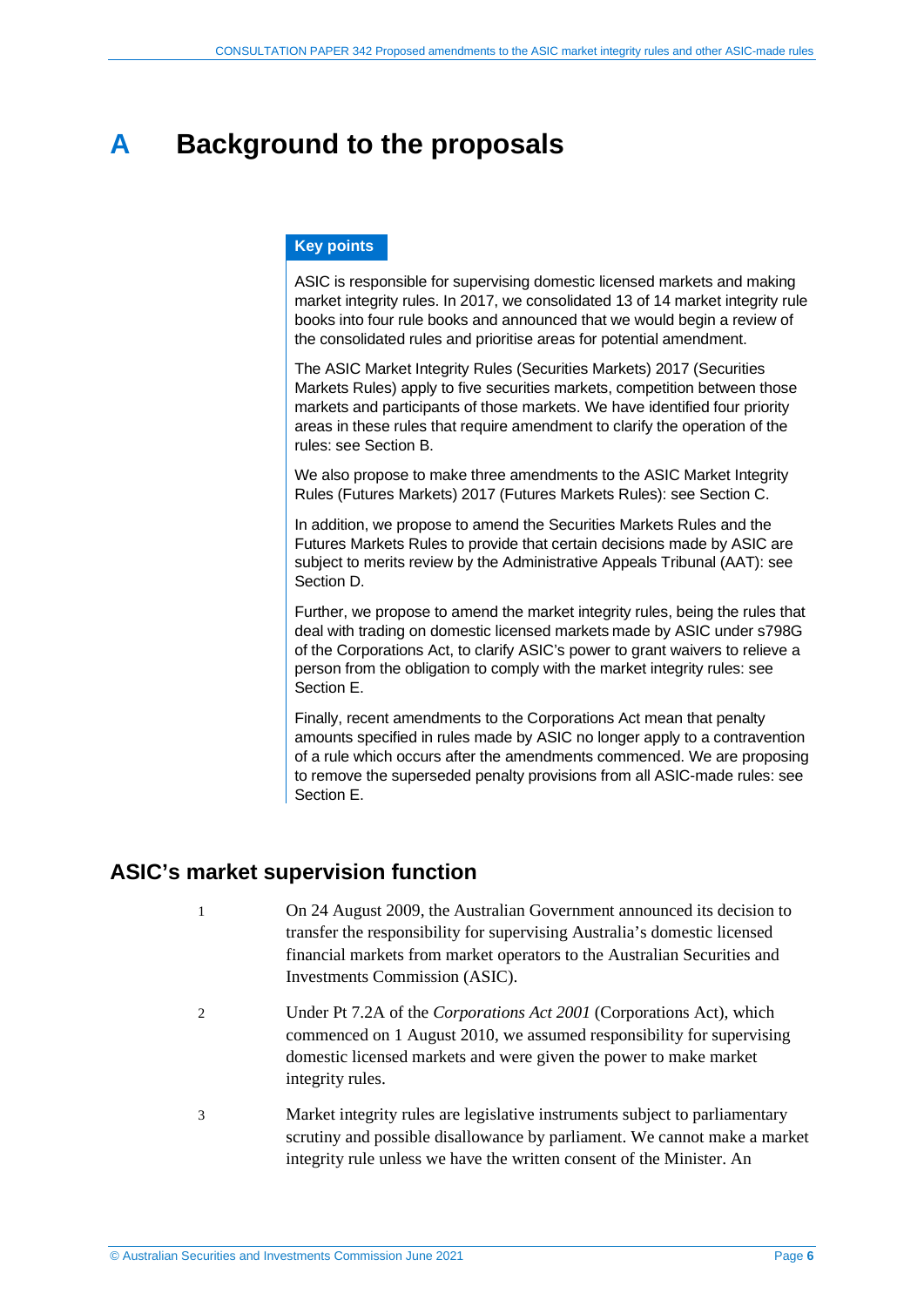# A Background to the proposals

**Key points**

ASIC is responsible for supervising domestic licensed markets and making market integrity rules. In 2017, we consolidated 13 of 14 market integrity rule books into four rule books and announced that we would begin a review of the consolidated rules and prioritise areas for potential amendment.

The ASIC Market Integrity Rules (Securities Markets) 2017 (Securities Markets Rules) apply to five securities markets, competition between those markets and participants of those markets. We have identified four priority areas in these rules that require amendment to clarify the operation of the rules: see Section B.

We also propose to make three amendments to the ASIC Market Integrity Rules (Futures Markets) 2017 (Futures Markets Rules): see Section C.

In addition, we propose to amend the Securities Markets Rules and the Futures Markets Rules to provide that certain decisions made by ASIC are subject to merits review by the Administrative Appeals Tribunal (AAT): see Section D.

Further, we propose to amend the market integrity rules, being the rules that deal with trading on domestic licensed markets made by ASIC under s798G of the Corporations Act, to clarify ASIC's power to grant waivers to relieve a person from the obligation to comply with the market integrity rules: see Section E.

Finally, recent amendments to the Corporations Act mean that penalty amounts specified in rules made by ASIC no longer apply to a contravention of a rule which occurs after the amendments commenced. We are proposing to remove the superseded penalty provisions from all ASIC-made rules: see Section E.

## ASIC's market supervision function

1 On 24 August 2009, the Australian Government announced its decision to transfer the responsibility for supervising Australia's domestic licensed financial markets from market operators to the Australian Securities and Investments Commission (ASIC).

2 Under Pt 7.2A of the *Corporations Act 2001* (Corporations Act), which commenced on 1 August 2010, we assumed responsibility for supervising domestic licensed markets and were given the power to make market integrity rules.

3 Market integrity rules are legislative instruments subject to parliamentary scrutiny and possible disallowance by parliament. We cannot make a market integrity rule unless we have the written consent of the Minister. An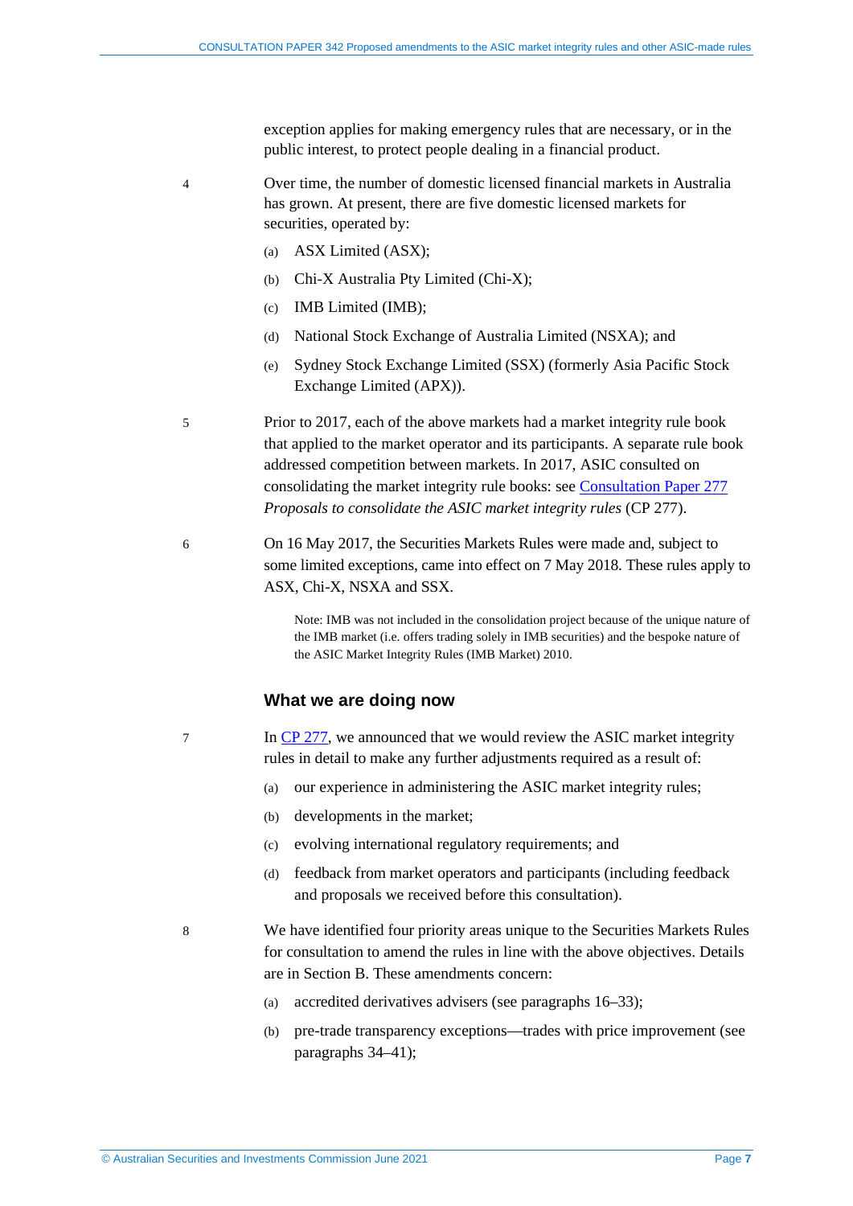exception applies for making emergency rules that are necessary, or in the public interest, to protect people dealing in a financial product.

4 Over time, the number of domestic licensed financial markets in Australia has grown. At present, there are five domestic licensed markets for securities, operated by:

(a) ASX Limited (ASX);

(b) Chi-X Australia Pty Limited (Chi-X);

(c) IMB Limited (IMB);

(d) National Stock Exchange of Australia Limited (NSXA); and

(e) Sydney Stock Exchange Limited (SSX) (formerly Asia Pacific Stock Exchange Limited (APX)).

5 Prior to 2017, each of the above markets had a market integrity rule book that applied to the market operator and its participants. A separate rule book addressed competition between markets. In 2017, ASIC consulted on consolidating the market integrity rule books: see [Consultation Paper 277](#) *Proposals to consolidate the ASIC market integrity rules* (CP 277).

6 On 16 May 2017, the Securities Markets Rules were made and, subject to some limited exceptions, came into effect on 7 May 2018. These rules apply to ASX, Chi-X, NSXA and SSX.

> Note: IMB was not included in the consolidation project because of the unique nature of the IMB market (i.e. offers trading solely in IMB securities) and the bespoke nature of the ASIC Market Integrity Rules (IMB Market) 2010.

## What we are doing now

7 In [CP 277](#), we announced that we would review the ASIC market integrity rules in detail to make any further adjustments required as a result of:

(a) our experience in administering the ASIC market integrity rules;

(b) developments in the market;

(c) evolving international regulatory requirements; and

(d) feedback from market operators and participants (including feedback and proposals we received before this consultation).

8 We have identified four priority areas unique to the Securities Markets Rules for consultation to amend the rules in line with the above objectives. Details are in Section B. These amendments concern:

(a) accredited derivatives advisers (see paragraphs 16–33);

(b) pre-trade transparency exceptions—trades with price improvement (see paragraphs 34–41);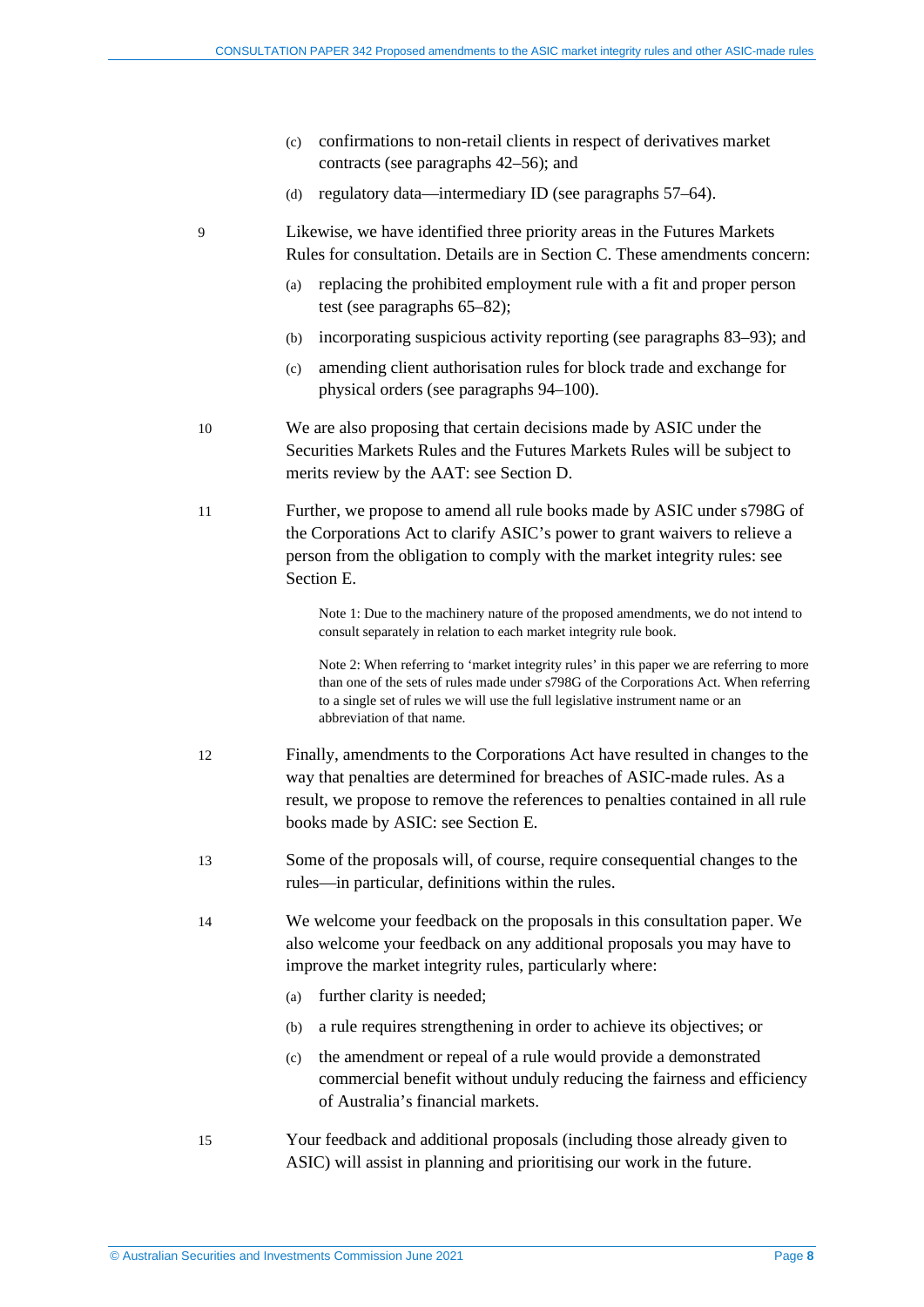(c) confirmations to non-retail clients in respect of derivatives market contracts (see paragraphs 42–56); and

(d) regulatory data—intermediary ID (see paragraphs 57–64).

9 Likewise, we have identified three priority areas in the Futures Markets Rules for consultation. Details are in Section C. These amendments concern:

(a) replacing the prohibited employment rule with a fit and proper person test (see paragraphs 65–82);

(b) incorporating suspicious activity reporting (see paragraphs 83–93); and

(c) amending client authorisation rules for block trade and exchange for physical orders (see paragraphs 94–100).

10 We are also proposing that certain decisions made by ASIC under the Securities Markets Rules and the Futures Markets Rules will be subject to merits review by the AAT: see Section D.

11 Further, we propose to amend all rule books made by ASIC under s798G of the Corporations Act to clarify ASIC's power to grant waivers to relieve a person from the obligation to comply with the market integrity rules: see Section E.

> Note 1: Due to the machinery nature of the proposed amendments, we do not intend to consult separately in relation to each market integrity rule book.
>
> Note 2: When referring to 'market integrity rules' in this paper we are referring to more than one of the sets of rules made under s798G of the Corporations Act. When referring to a single set of rules we will use the full legislative instrument name or an abbreviation of that name.

12 Finally, amendments to the Corporations Act have resulted in changes to the way that penalties are determined for breaches of ASIC-made rules. As a result, we propose to remove the references to penalties contained in all rule books made by ASIC: see Section E.

13 Some of the proposals will, of course, require consequential changes to the rules—in particular, definitions within the rules.

14 We welcome your feedback on the proposals in this consultation paper. We also welcome your feedback on any additional proposals you may have to improve the market integrity rules, particularly where:

(a) further clarity is needed;

(b) a rule requires strengthening in order to achieve its objectives; or

(c) the amendment or repeal of a rule would provide a demonstrated commercial benefit without unduly reducing the fairness and efficiency of Australia's financial markets.

15 Your feedback and additional proposals (including those already given to ASIC) will assist in planning and prioritising our work in the future.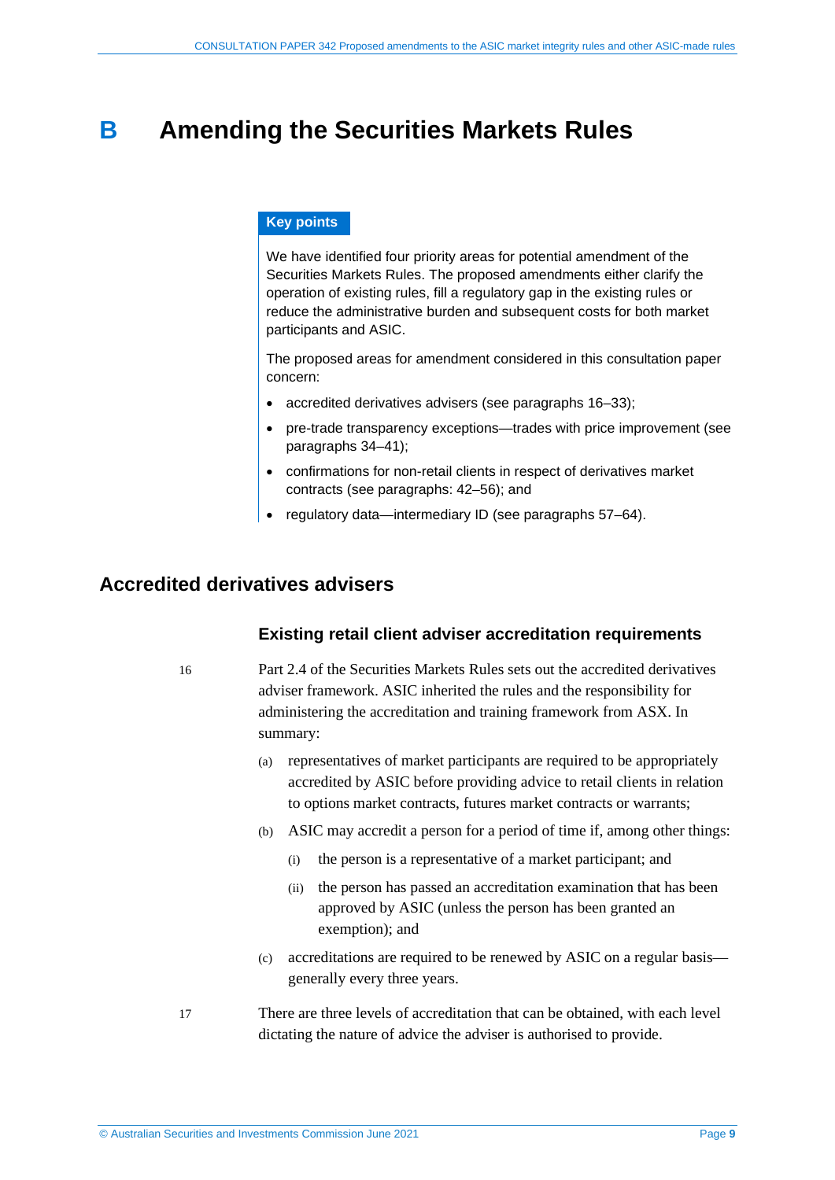# B Amending the Securities Markets Rules

**Key points**

We have identified four priority areas for potential amendment of the Securities Markets Rules. The proposed amendments either clarify the operation of existing rules, fill a regulatory gap in the existing rules or reduce the administrative burden and subsequent costs for both market participants and ASIC.

The proposed areas for amendment considered in this consultation paper concern:

- accredited derivatives advisers (see paragraphs 16–33);
- pre-trade transparency exceptions—trades with price improvement (see paragraphs 34–41);
- confirmations for non-retail clients in respect of derivatives market contracts (see paragraphs: 42–56); and
- regulatory data—intermediary ID (see paragraphs 57–64).

## Accredited derivatives advisers

### Existing retail client adviser accreditation requirements

16 Part 2.4 of the Securities Markets Rules sets out the accredited derivatives adviser framework. ASIC inherited the rules and the responsibility for administering the accreditation and training framework from ASX. In summary:

(a) representatives of market participants are required to be appropriately accredited by ASIC before providing advice to retail clients in relation to options market contracts, futures market contracts or warrants;

(b) ASIC may accredit a person for a period of time if, among other things:

(i) the person is a representative of a market participant; and

(ii) the person has passed an accreditation examination that has been approved by ASIC (unless the person has been granted an exemption); and

(c) accreditations are required to be renewed by ASIC on a regular basis—generally every three years.

17 There are three levels of accreditation that can be obtained, with each level dictating the nature of advice the adviser is authorised to provide.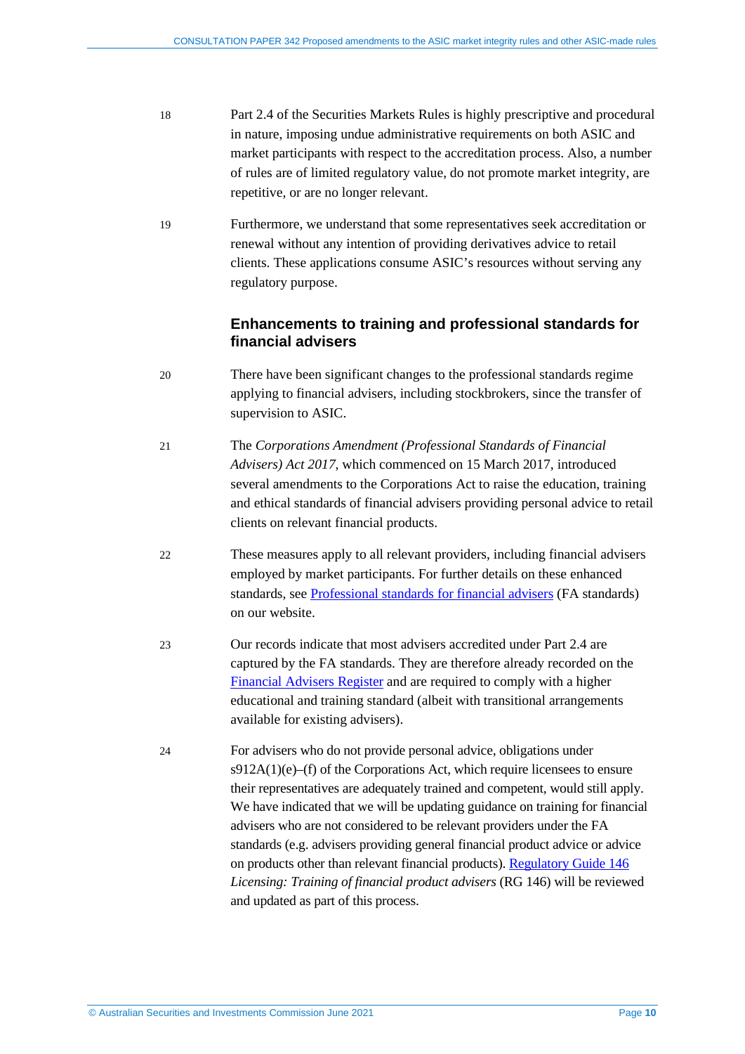18 Part 2.4 of the Securities Markets Rules is highly prescriptive and procedural in nature, imposing undue administrative requirements on both ASIC and market participants with respect to the accreditation process. Also, a number of rules are of limited regulatory value, do not promote market integrity, are repetitive, or are no longer relevant.

19 Furthermore, we understand that some representatives seek accreditation or renewal without any intention of providing derivatives advice to retail clients. These applications consume ASIC's resources without serving any regulatory purpose.

### Enhancements to training and professional standards for financial advisers

20 There have been significant changes to the professional standards regime applying to financial advisers, including stockbrokers, since the transfer of supervision to ASIC.

21 The *Corporations Amendment (Professional Standards of Financial Advisers) Act 2017*, which commenced on 15 March 2017, introduced several amendments to the Corporations Act to raise the education, training and ethical standards of financial advisers providing personal advice to retail clients on relevant financial products.

22 These measures apply to all relevant providers, including financial advisers employed by market participants. For further details on these enhanced standards, see Professional standards for financial advisers (FA standards) on our website.

23 Our records indicate that most advisers accredited under Part 2.4 are captured by the FA standards. They are therefore already recorded on the Financial Advisers Register and are required to comply with a higher educational and training standard (albeit with transitional arrangements available for existing advisers).

24 For advisers who do not provide personal advice, obligations under s912A(1)(e)–(f) of the Corporations Act, which require licensees to ensure their representatives are adequately trained and competent, would still apply. We have indicated that we will be updating guidance on training for financial advisers who are not considered to be relevant providers under the FA standards (e.g. advisers providing general financial product advice or advice on products other than relevant financial products). Regulatory Guide 146 *Licensing: Training of financial product advisers* (RG 146) will be reviewed and updated as part of this process.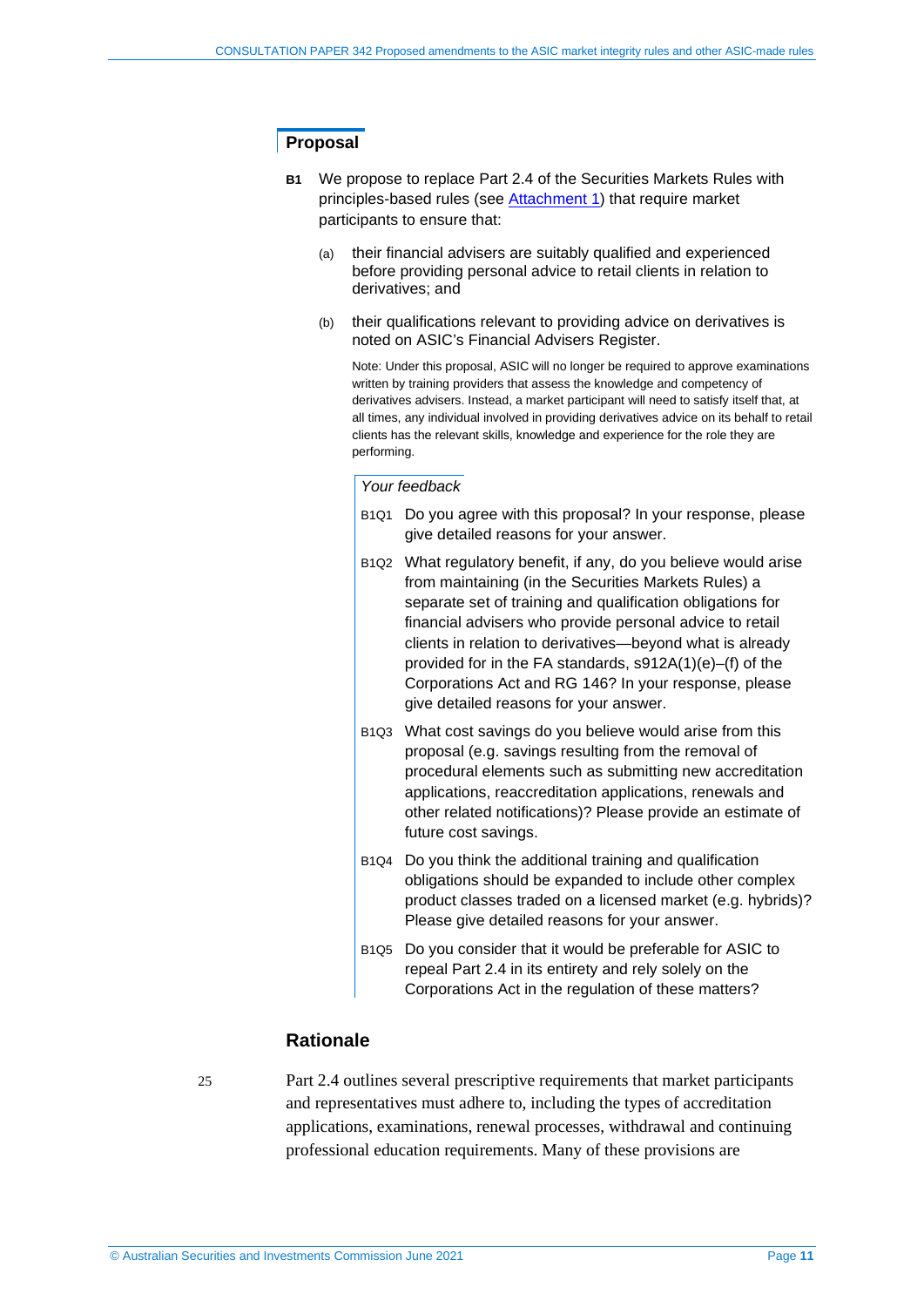## Proposal

**B1** We propose to replace Part 2.4 of the Securities Markets Rules with principles-based rules (see Attachment 1) that require market participants to ensure that:

(a) their financial advisers are suitably qualified and experienced before providing personal advice to retail clients in relation to derivatives; and

(b) their qualifications relevant to providing advice on derivatives is noted on ASIC's Financial Advisers Register.

Note: Under this proposal, ASIC will no longer be required to approve examinations written by training providers that assess the knowledge and competency of derivatives advisers. Instead, a market participant will need to satisfy itself that, at all times, any individual involved in providing derivatives advice on its behalf to retail clients has the relevant skills, knowledge and experience for the role they are performing.

*Your feedback*

B1Q1 Do you agree with this proposal? In your response, please give detailed reasons for your answer.

B1Q2 What regulatory benefit, if any, do you believe would arise from maintaining (in the Securities Markets Rules) a separate set of training and qualification obligations for financial advisers who provide personal advice to retail clients in relation to derivatives—beyond what is already provided for in the FA standards, s912A(1)(e)–(f) of the Corporations Act and RG 146? In your response, please give detailed reasons for your answer.

B1Q3 What cost savings do you believe would arise from this proposal (e.g. savings resulting from the removal of procedural elements such as submitting new accreditation applications, reaccreditation applications, renewals and other related notifications)? Please provide an estimate of future cost savings.

B1Q4 Do you think the additional training and qualification obligations should be expanded to include other complex product classes traded on a licensed market (e.g. hybrids)? Please give detailed reasons for your answer.

B1Q5 Do you consider that it would be preferable for ASIC to repeal Part 2.4 in its entirety and rely solely on the Corporations Act in the regulation of these matters?

## Rationale

25 Part 2.4 outlines several prescriptive requirements that market participants and representatives must adhere to, including the types of accreditation applications, examinations, renewal processes, withdrawal and continuing professional education requirements. Many of these provisions are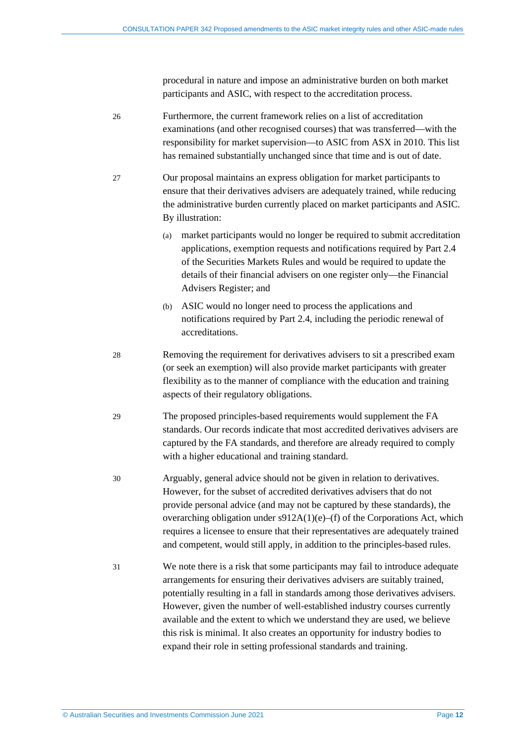procedural in nature and impose an administrative burden on both market participants and ASIC, with respect to the accreditation process.

26 Furthermore, the current framework relies on a list of accreditation examinations (and other recognised courses) that was transferred—with the responsibility for market supervision—to ASIC from ASX in 2010. This list has remained substantially unchanged since that time and is out of date.

27 Our proposal maintains an express obligation for market participants to ensure that their derivatives advisers are adequately trained, while reducing the administrative burden currently placed on market participants and ASIC. By illustration:

(a) market participants would no longer be required to submit accreditation applications, exemption requests and notifications required by Part 2.4 of the Securities Markets Rules and would be required to update the details of their financial advisers on one register only—the Financial Advisers Register; and

(b) ASIC would no longer need to process the applications and notifications required by Part 2.4, including the periodic renewal of accreditations.

28 Removing the requirement for derivatives advisers to sit a prescribed exam (or seek an exemption) will also provide market participants with greater flexibility as to the manner of compliance with the education and training aspects of their regulatory obligations.

29 The proposed principles-based requirements would supplement the FA standards. Our records indicate that most accredited derivatives advisers are captured by the FA standards, and therefore are already required to comply with a higher educational and training standard.

30 Arguably, general advice should not be given in relation to derivatives. However, for the subset of accredited derivatives advisers that do not provide personal advice (and may not be captured by these standards), the overarching obligation under s912A(1)(e)–(f) of the Corporations Act, which requires a licensee to ensure that their representatives are adequately trained and competent, would still apply, in addition to the principles-based rules.

31 We note there is a risk that some participants may fail to introduce adequate arrangements for ensuring their derivatives advisers are suitably trained, potentially resulting in a fall in standards among those derivatives advisers. However, given the number of well-established industry courses currently available and the extent to which we understand they are used, we believe this risk is minimal. It also creates an opportunity for industry bodies to expand their role in setting professional standards and training.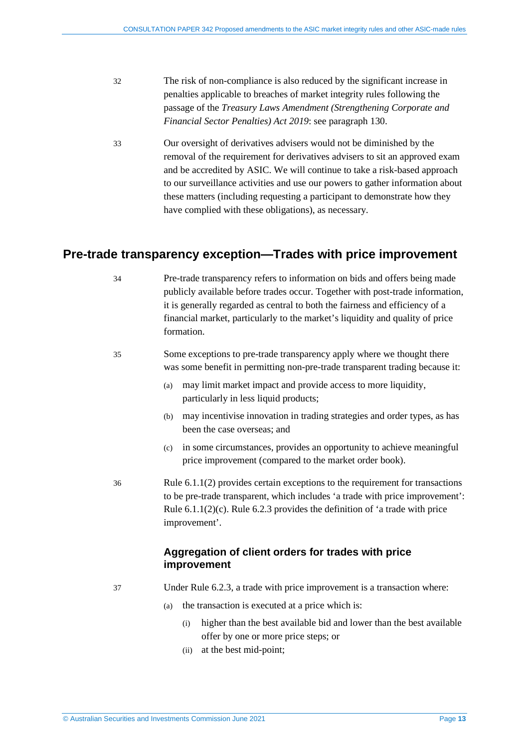32 The risk of non-compliance is also reduced by the significant increase in penalties applicable to breaches of market integrity rules following the passage of the *Treasury Laws Amendment (Strengthening Corporate and Financial Sector Penalties) Act 2019*: see paragraph 130.

33 Our oversight of derivatives advisers would not be diminished by the removal of the requirement for derivatives advisers to sit an approved exam and be accredited by ASIC. We will continue to take a risk-based approach to our surveillance activities and use our powers to gather information about these matters (including requesting a participant to demonstrate how they have complied with these obligations), as necessary.

## Pre-trade transparency exception—Trades with price improvement

34 Pre-trade transparency refers to information on bids and offers being made publicly available before trades occur. Together with post-trade information, it is generally regarded as central to both the fairness and efficiency of a financial market, particularly to the market's liquidity and quality of price formation.

35 Some exceptions to pre-trade transparency apply where we thought there was some benefit in permitting non-pre-trade transparent trading because it:

- (a) may limit market impact and provide access to more liquidity, particularly in less liquid products;
- (b) may incentivise innovation in trading strategies and order types, as has been the case overseas; and
- (c) in some circumstances, provides an opportunity to achieve meaningful price improvement (compared to the market order book).

36 Rule 6.1.1(2) provides certain exceptions to the requirement for transactions to be pre-trade transparent, which includes 'a trade with price improvement': Rule 6.1.1(2)(c). Rule 6.2.3 provides the definition of 'a trade with price improvement'.

### Aggregation of client orders for trades with price improvement

37 Under Rule 6.2.3, a trade with price improvement is a transaction where:

- (a) the transaction is executed at a price which is:
  - (i) higher than the best available bid and lower than the best available offer by one or more price steps; or
  - (ii) at the best mid-point;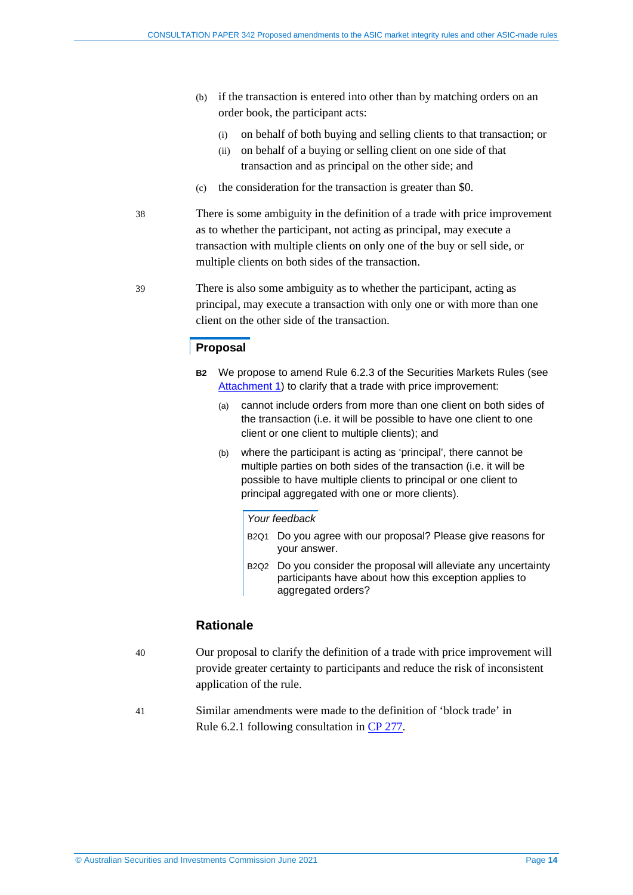(b) if the transaction is entered into other than by matching orders on an order book, the participant acts:

  (i) on behalf of both buying and selling clients to that transaction; or

  (ii) on behalf of a buying or selling client on one side of that transaction and as principal on the other side; and

(c) the consideration for the transaction is greater than $0.

38 There is some ambiguity in the definition of a trade with price improvement as to whether the participant, not acting as principal, may execute a transaction with multiple clients on only one of the buy or sell side, or multiple clients on both sides of the transaction.

39 There is also some ambiguity as to whether the participant, acting as principal, may execute a transaction with only one or with more than one client on the other side of the transaction.

### Proposal

**B2** We propose to amend Rule 6.2.3 of the Securities Markets Rules (see Attachment 1) to clarify that a trade with price improvement:

(a) cannot include orders from more than one client on both sides of the transaction (i.e. it will be possible to have one client to one client or one client to multiple clients); and

(b) where the participant is acting as 'principal', there cannot be multiple parties on both sides of the transaction (i.e. it will be possible to have multiple clients to principal or one client to principal aggregated with one or more clients).

*Your feedback*

B2Q1 Do you agree with our proposal? Please give reasons for your answer.

B2Q2 Do you consider the proposal will alleviate any uncertainty participants have about how this exception applies to aggregated orders?

### Rationale

40 Our proposal to clarify the definition of a trade with price improvement will provide greater certainty to participants and reduce the risk of inconsistent application of the rule.

41 Similar amendments were made to the definition of 'block trade' in Rule 6.2.1 following consultation in CP 277.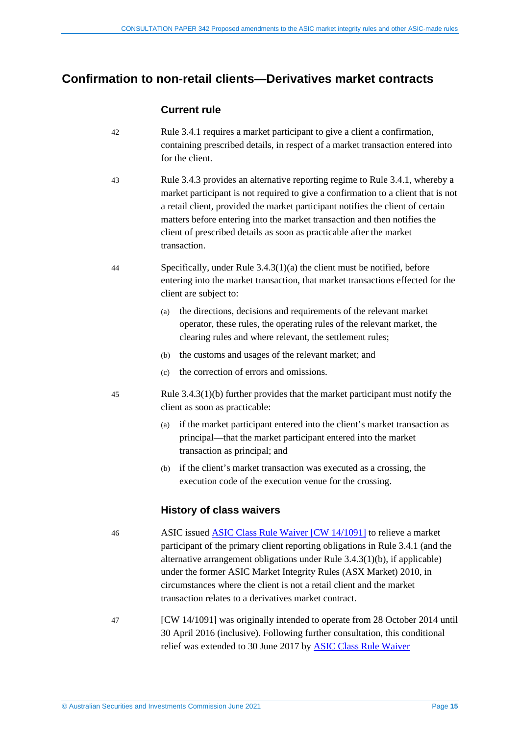## Confirmation to non-retail clients—Derivatives market contracts

### Current rule

42 Rule 3.4.1 requires a market participant to give a client a confirmation, containing prescribed details, in respect of a market transaction entered into for the client.

43 Rule 3.4.3 provides an alternative reporting regime to Rule 3.4.1, whereby a market participant is not required to give a confirmation to a client that is not a retail client, provided the market participant notifies the client of certain matters before entering into the market transaction and then notifies the client of prescribed details as soon as practicable after the market transaction.

44 Specifically, under Rule 3.4.3(1)(a) the client must be notified, before entering into the market transaction, that market transactions effected for the client are subject to:

(a) the directions, decisions and requirements of the relevant market operator, these rules, the operating rules of the relevant market, the clearing rules and where relevant, the settlement rules;

(b) the customs and usages of the relevant market; and

(c) the correction of errors and omissions.

45 Rule 3.4.3(1)(b) further provides that the market participant must notify the client as soon as practicable:

(a) if the market participant entered into the client's market transaction as principal—that the market participant entered into the market transaction as principal; and

(b) if the client's market transaction was executed as a crossing, the execution code of the execution venue for the crossing.

### History of class waivers

46 ASIC issued ASIC Class Rule Waiver [CW 14/1091] to relieve a market participant of the primary client reporting obligations in Rule 3.4.1 (and the alternative arrangement obligations under Rule 3.4.3(1)(b), if applicable) under the former ASIC Market Integrity Rules (ASX Market) 2010, in circumstances where the client is not a retail client and the market transaction relates to a derivatives market contract.

47 [CW 14/1091] was originally intended to operate from 28 October 2014 until 30 April 2016 (inclusive). Following further consultation, this conditional relief was extended to 30 June 2017 by ASIC Class Rule Waiver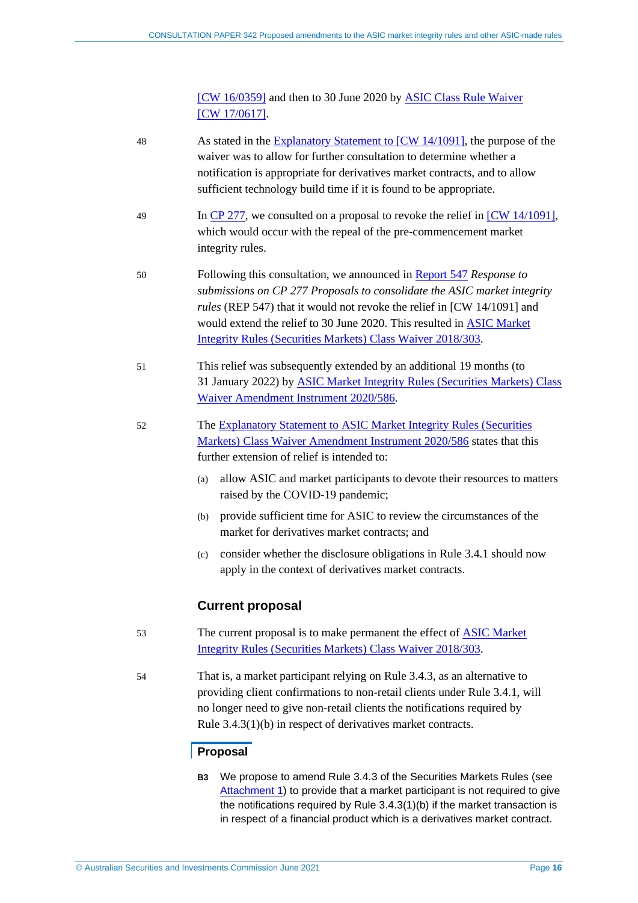[CW 16/0359] and then to 30 June 2020 by ASIC Class Rule Waiver [CW 17/0617].

48 As stated in the Explanatory Statement to [CW 14/1091], the purpose of the waiver was to allow for further consultation to determine whether a notification is appropriate for derivatives market contracts, and to allow sufficient technology build time if it is found to be appropriate.

49 In CP 277, we consulted on a proposal to revoke the relief in [CW 14/1091], which would occur with the repeal of the pre-commencement market integrity rules.

50 Following this consultation, we announced in Report 547 *Response to submissions on CP 277 Proposals to consolidate the ASIC market integrity rules* (REP 547) that it would not revoke the relief in [CW 14/1091] and would extend the relief to 30 June 2020. This resulted in ASIC Market Integrity Rules (Securities Markets) Class Waiver 2018/303.

51 This relief was subsequently extended by an additional 19 months (to 31 January 2022) by ASIC Market Integrity Rules (Securities Markets) Class Waiver Amendment Instrument 2020/586.

52 The Explanatory Statement to ASIC Market Integrity Rules (Securities Markets) Class Waiver Amendment Instrument 2020/586 states that this further extension of relief is intended to:

(a) allow ASIC and market participants to devote their resources to matters raised by the COVID-19 pandemic;

(b) provide sufficient time for ASIC to review the circumstances of the market for derivatives market contracts; and

(c) consider whether the disclosure obligations in Rule 3.4.1 should now apply in the context of derivatives market contracts.

### Current proposal

53 The current proposal is to make permanent the effect of ASIC Market Integrity Rules (Securities Markets) Class Waiver 2018/303.

54 That is, a market participant relying on Rule 3.4.3, as an alternative to providing client confirmations to non-retail clients under Rule 3.4.1, will no longer need to give non-retail clients the notifications required by Rule 3.4.3(1)(b) in respect of derivatives market contracts.

#### Proposal

**B3** We propose to amend Rule 3.4.3 of the Securities Markets Rules (see Attachment 1) to provide that a market participant is not required to give the notifications required by Rule 3.4.3(1)(b) if the market transaction is in respect of a financial product which is a derivatives market contract.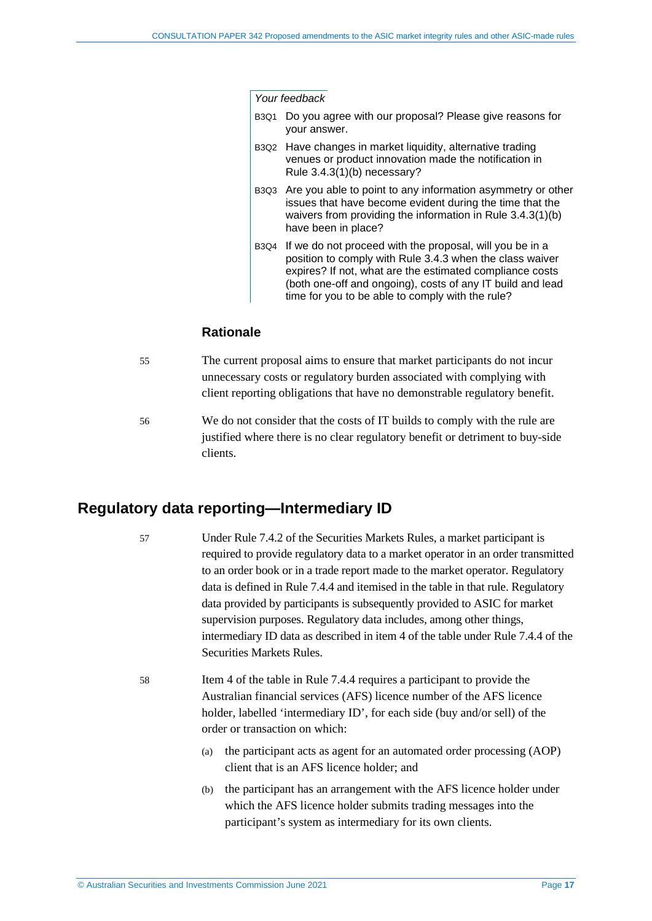*Your feedback*

B3Q1 Do you agree with our proposal? Please give reasons for your answer.

B3Q2 Have changes in market liquidity, alternative trading venues or product innovation made the notification in Rule 3.4.3(1)(b) necessary?

B3Q3 Are you able to point to any information asymmetry or other issues that have become evident during the time that the waivers from providing the information in Rule 3.4.3(1)(b) have been in place?

B3Q4 If we do not proceed with the proposal, will you be in a position to comply with Rule 3.4.3 when the class waiver expires? If not, what are the estimated compliance costs (both one-off and ongoing), costs of any IT build and lead time for you to be able to comply with the rule?

### Rationale

55 The current proposal aims to ensure that market participants do not incur unnecessary costs or regulatory burden associated with complying with client reporting obligations that have no demonstrable regulatory benefit.

56 We do not consider that the costs of IT builds to comply with the rule are justified where there is no clear regulatory benefit or detriment to buy-side clients.

## Regulatory data reporting—Intermediary ID

57 Under Rule 7.4.2 of the Securities Markets Rules, a market participant is required to provide regulatory data to a market operator in an order transmitted to an order book or in a trade report made to the market operator. Regulatory data is defined in Rule 7.4.4 and itemised in the table in that rule. Regulatory data provided by participants is subsequently provided to ASIC for market supervision purposes. Regulatory data includes, among other things, intermediary ID data as described in item 4 of the table under Rule 7.4.4 of the Securities Markets Rules.

58 Item 4 of the table in Rule 7.4.4 requires a participant to provide the Australian financial services (AFS) licence number of the AFS licence holder, labelled 'intermediary ID', for each side (buy and/or sell) of the order or transaction on which:

(a) the participant acts as agent for an automated order processing (AOP) client that is an AFS licence holder; and

(b) the participant has an arrangement with the AFS licence holder under which the AFS licence holder submits trading messages into the participant's system as intermediary for its own clients.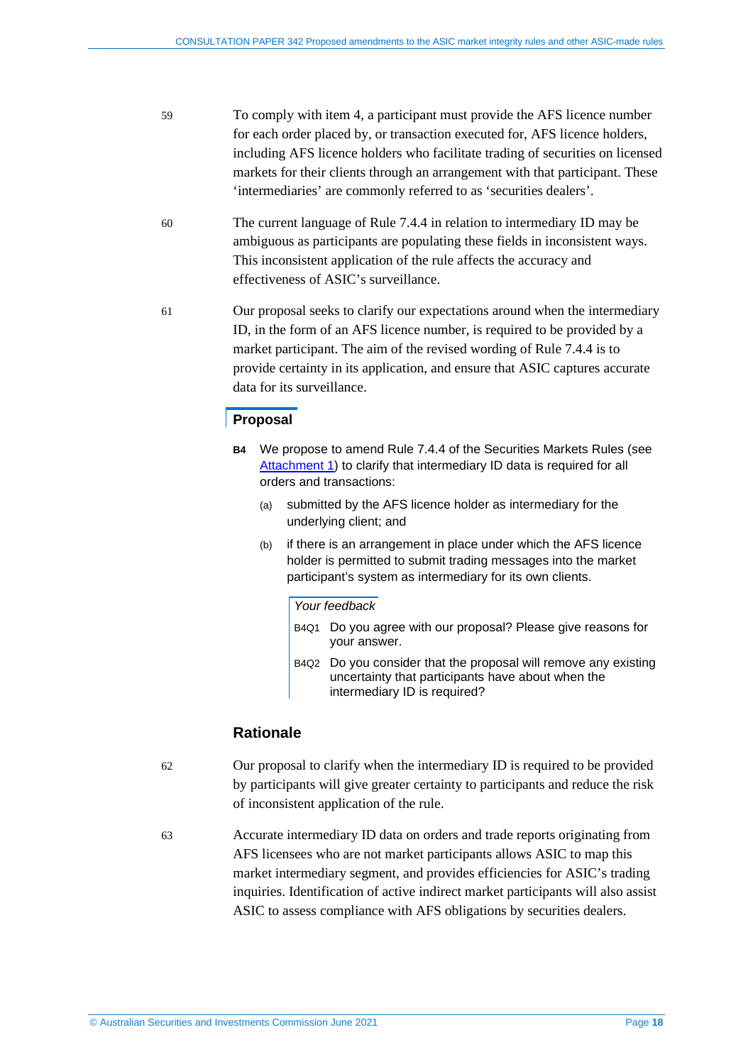59 To comply with item 4, a participant must provide the AFS licence number for each order placed by, or transaction executed for, AFS licence holders, including AFS licence holders who facilitate trading of securities on licensed markets for their clients through an arrangement with that participant. These 'intermediaries' are commonly referred to as 'securities dealers'.

60 The current language of Rule 7.4.4 in relation to intermediary ID may be ambiguous as participants are populating these fields in inconsistent ways. This inconsistent application of the rule affects the accuracy and effectiveness of ASIC's surveillance.

61 Our proposal seeks to clarify our expectations around when the intermediary ID, in the form of an AFS licence number, is required to be provided by a market participant. The aim of the revised wording of Rule 7.4.4 is to provide certainty in its application, and ensure that ASIC captures accurate data for its surveillance.

## Proposal

**B4** We propose to amend Rule 7.4.4 of the Securities Markets Rules (see Attachment 1) to clarify that intermediary ID data is required for all orders and transactions:

(a) submitted by the AFS licence holder as intermediary for the underlying client; and

(b) if there is an arrangement in place under which the AFS licence holder is permitted to submit trading messages into the market participant's system as intermediary for its own clients.

*Your feedback*

B4Q1 Do you agree with our proposal? Please give reasons for your answer.

B4Q2 Do you consider that the proposal will remove any existing uncertainty that participants have about when the intermediary ID is required?

## Rationale

62 Our proposal to clarify when the intermediary ID is required to be provided by participants will give greater certainty to participants and reduce the risk of inconsistent application of the rule.

63 Accurate intermediary ID data on orders and trade reports originating from AFS licensees who are not market participants allows ASIC to map this market intermediary segment, and provides efficiencies for ASIC's trading inquiries. Identification of active indirect market participants will also assist ASIC to assess compliance with AFS obligations by securities dealers.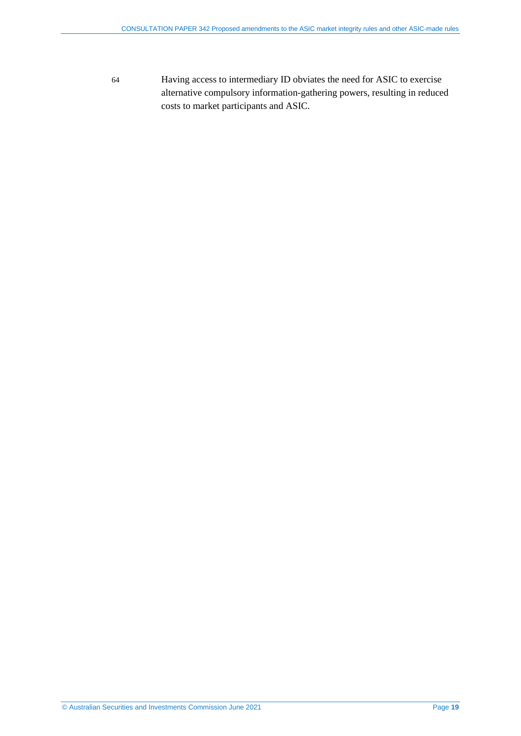64 Having access to intermediary ID obviates the need for ASIC to exercise alternative compulsory information-gathering powers, resulting in reduced costs to market participants and ASIC.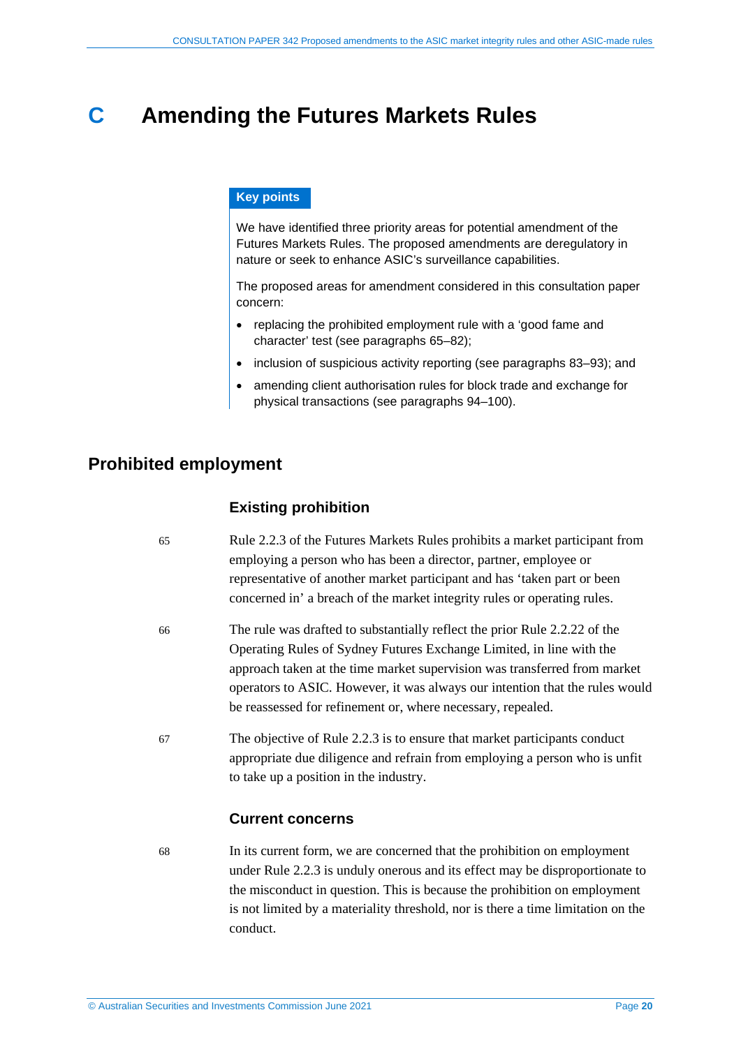# C Amending the Futures Markets Rules

**Key points**

We have identified three priority areas for potential amendment of the Futures Markets Rules. The proposed amendments are deregulatory in nature or seek to enhance ASIC's surveillance capabilities.

The proposed areas for amendment considered in this consultation paper concern:

- replacing the prohibited employment rule with a 'good fame and character' test (see paragraphs 65–82);
- inclusion of suspicious activity reporting (see paragraphs 83–93); and
- amending client authorisation rules for block trade and exchange for physical transactions (see paragraphs 94–100).

## Prohibited employment

### Existing prohibition

65 Rule 2.2.3 of the Futures Markets Rules prohibits a market participant from employing a person who has been a director, partner, employee or representative of another market participant and has 'taken part or been concerned in' a breach of the market integrity rules or operating rules.

66 The rule was drafted to substantially reflect the prior Rule 2.2.22 of the Operating Rules of Sydney Futures Exchange Limited, in line with the approach taken at the time market supervision was transferred from market operators to ASIC. However, it was always our intention that the rules would be reassessed for refinement or, where necessary, repealed.

67 The objective of Rule 2.2.3 is to ensure that market participants conduct appropriate due diligence and refrain from employing a person who is unfit to take up a position in the industry.

### Current concerns

68 In its current form, we are concerned that the prohibition on employment under Rule 2.2.3 is unduly onerous and its effect may be disproportionate to the misconduct in question. This is because the prohibition on employment is not limited by a materiality threshold, nor is there a time limitation on the conduct.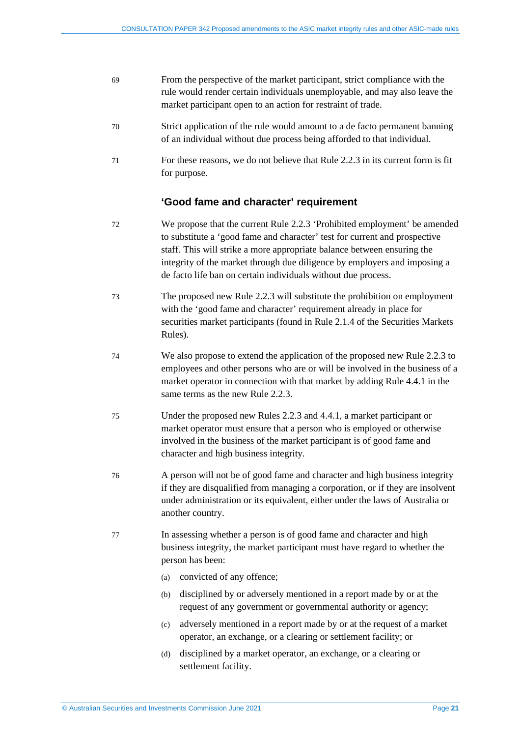69 From the perspective of the market participant, strict compliance with the rule would render certain individuals unemployable, and may also leave the market participant open to an action for restraint of trade.

70 Strict application of the rule would amount to a de facto permanent banning of an individual without due process being afforded to that individual.

71 For these reasons, we do not believe that Rule 2.2.3 in its current form is fit for purpose.

### ‘Good fame and character’ requirement

72 We propose that the current Rule 2.2.3 ‘Prohibited employment’ be amended to substitute a ‘good fame and character’ test for current and prospective staff. This will strike a more appropriate balance between ensuring the integrity of the market through due diligence by employers and imposing a de facto life ban on certain individuals without due process.

73 The proposed new Rule 2.2.3 will substitute the prohibition on employment with the ‘good fame and character’ requirement already in place for securities market participants (found in Rule 2.1.4 of the Securities Markets Rules).

74 We also propose to extend the application of the proposed new Rule 2.2.3 to employees and other persons who are or will be involved in the business of a market operator in connection with that market by adding Rule 4.4.1 in the same terms as the new Rule 2.2.3.

75 Under the proposed new Rules 2.2.3 and 4.4.1, a market participant or market operator must ensure that a person who is employed or otherwise involved in the business of the market participant is of good fame and character and high business integrity.

76 A person will not be of good fame and character and high business integrity if they are disqualified from managing a corporation, or if they are insolvent under administration or its equivalent, either under the laws of Australia or another country.

77 In assessing whether a person is of good fame and character and high business integrity, the market participant must have regard to whether the person has been:

(a) convicted of any offence;

(b) disciplined by or adversely mentioned in a report made by or at the request of any government or governmental authority or agency;

(c) adversely mentioned in a report made by or at the request of a market operator, an exchange, or a clearing or settlement facility; or

(d) disciplined by a market operator, an exchange, or a clearing or settlement facility.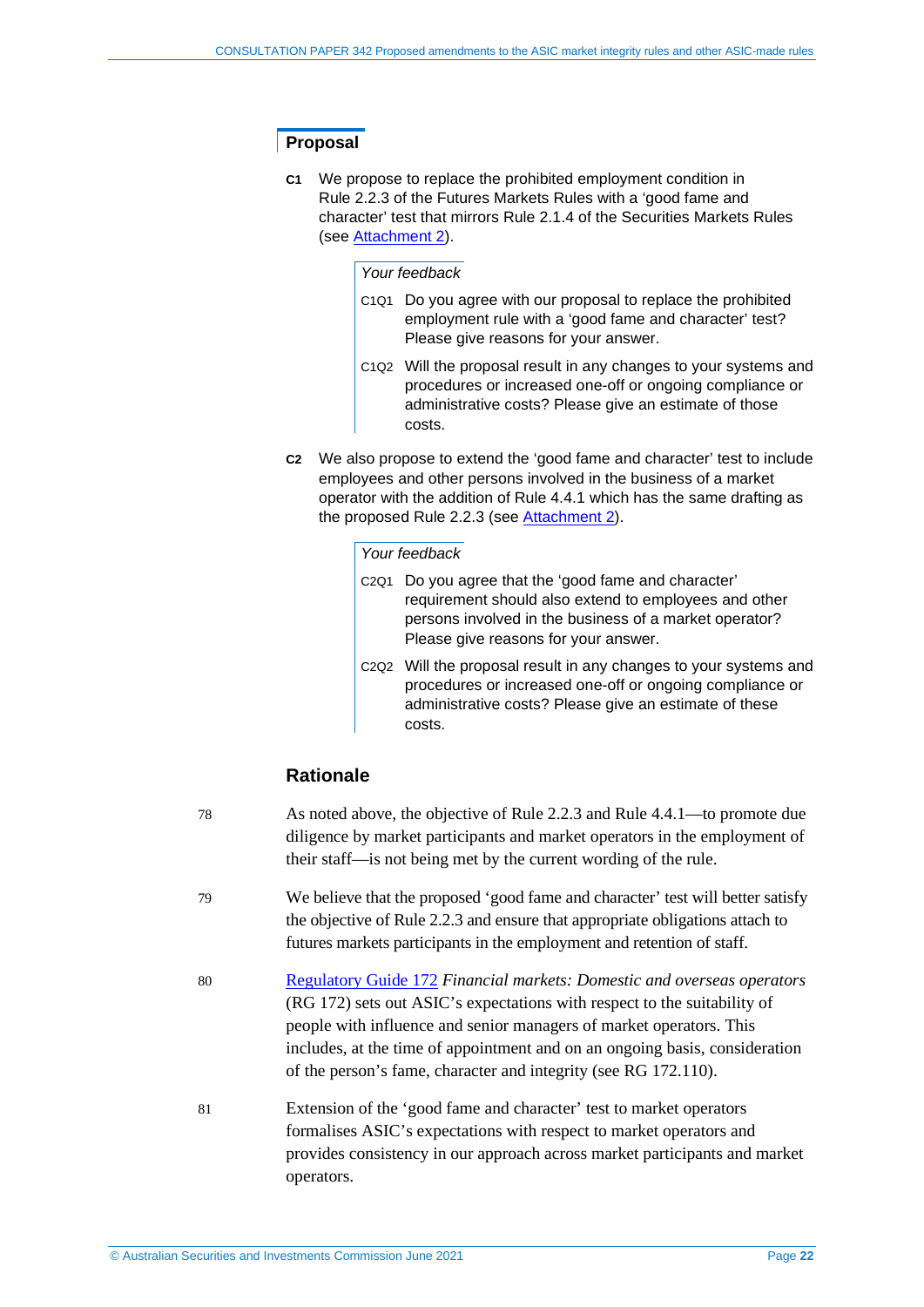## Proposal

**C1** We propose to replace the prohibited employment condition in Rule 2.2.3 of the Futures Markets Rules with a 'good fame and character' test that mirrors Rule 2.1.4 of the Securities Markets Rules (see Attachment 2).

*Your feedback*

C1Q1 Do you agree with our proposal to replace the prohibited employment rule with a 'good fame and character' test? Please give reasons for your answer.

C1Q2 Will the proposal result in any changes to your systems and procedures or increased one-off or ongoing compliance or administrative costs? Please give an estimate of those costs.

**C2** We also propose to extend the 'good fame and character' test to include employees and other persons involved in the business of a market operator with the addition of Rule 4.4.1 which has the same drafting as the proposed Rule 2.2.3 (see Attachment 2).

*Your feedback*

C2Q1 Do you agree that the 'good fame and character' requirement should also extend to employees and other persons involved in the business of a market operator? Please give reasons for your answer.

C2Q2 Will the proposal result in any changes to your systems and procedures or increased one-off or ongoing compliance or administrative costs? Please give an estimate of these costs.

## Rationale

78 As noted above, the objective of Rule 2.2.3 and Rule 4.4.1—to promote due diligence by market participants and market operators in the employment of their staff—is not being met by the current wording of the rule.

79 We believe that the proposed 'good fame and character' test will better satisfy the objective of Rule 2.2.3 and ensure that appropriate obligations attach to futures markets participants in the employment and retention of staff.

80 Regulatory Guide 172 *Financial markets: Domestic and overseas operators* (RG 172) sets out ASIC's expectations with respect to the suitability of people with influence and senior managers of market operators. This includes, at the time of appointment and on an ongoing basis, consideration of the person's fame, character and integrity (see RG 172.110).

81 Extension of the 'good fame and character' test to market operators formalises ASIC's expectations with respect to market operators and provides consistency in our approach across market participants and market operators.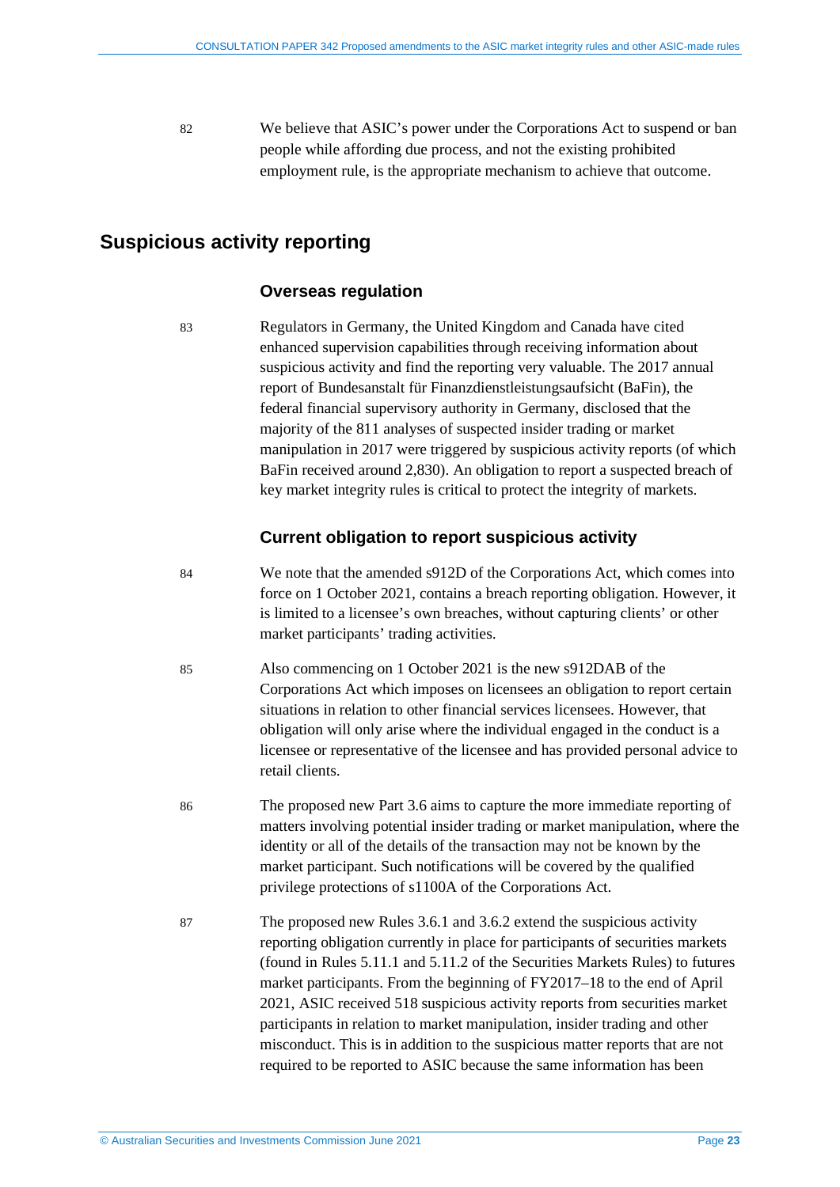82 We believe that ASIC's power under the Corporations Act to suspend or ban people while affording due process, and not the existing prohibited employment rule, is the appropriate mechanism to achieve that outcome.

## Suspicious activity reporting

### Overseas regulation

83 Regulators in Germany, the United Kingdom and Canada have cited enhanced supervision capabilities through receiving information about suspicious activity and find the reporting very valuable. The 2017 annual report of Bundesanstalt für Finanzdienstleistungsaufsicht (BaFin), the federal financial supervisory authority in Germany, disclosed that the majority of the 811 analyses of suspected insider trading or market manipulation in 2017 were triggered by suspicious activity reports (of which BaFin received around 2,830). An obligation to report a suspected breach of key market integrity rules is critical to protect the integrity of markets.

### Current obligation to report suspicious activity

84 We note that the amended s912D of the Corporations Act, which comes into force on 1 October 2021, contains a breach reporting obligation. However, it is limited to a licensee's own breaches, without capturing clients' or other market participants' trading activities.

85 Also commencing on 1 October 2021 is the new s912DAB of the Corporations Act which imposes on licensees an obligation to report certain situations in relation to other financial services licensees. However, that obligation will only arise where the individual engaged in the conduct is a licensee or representative of the licensee and has provided personal advice to retail clients.

86 The proposed new Part 3.6 aims to capture the more immediate reporting of matters involving potential insider trading or market manipulation, where the identity or all of the details of the transaction may not be known by the market participant. Such notifications will be covered by the qualified privilege protections of s1100A of the Corporations Act.

87 The proposed new Rules 3.6.1 and 3.6.2 extend the suspicious activity reporting obligation currently in place for participants of securities markets (found in Rules 5.11.1 and 5.11.2 of the Securities Markets Rules) to futures market participants. From the beginning of FY2017–18 to the end of April 2021, ASIC received 518 suspicious activity reports from securities market participants in relation to market manipulation, insider trading and other misconduct. This is in addition to the suspicious matter reports that are not required to be reported to ASIC because the same information has been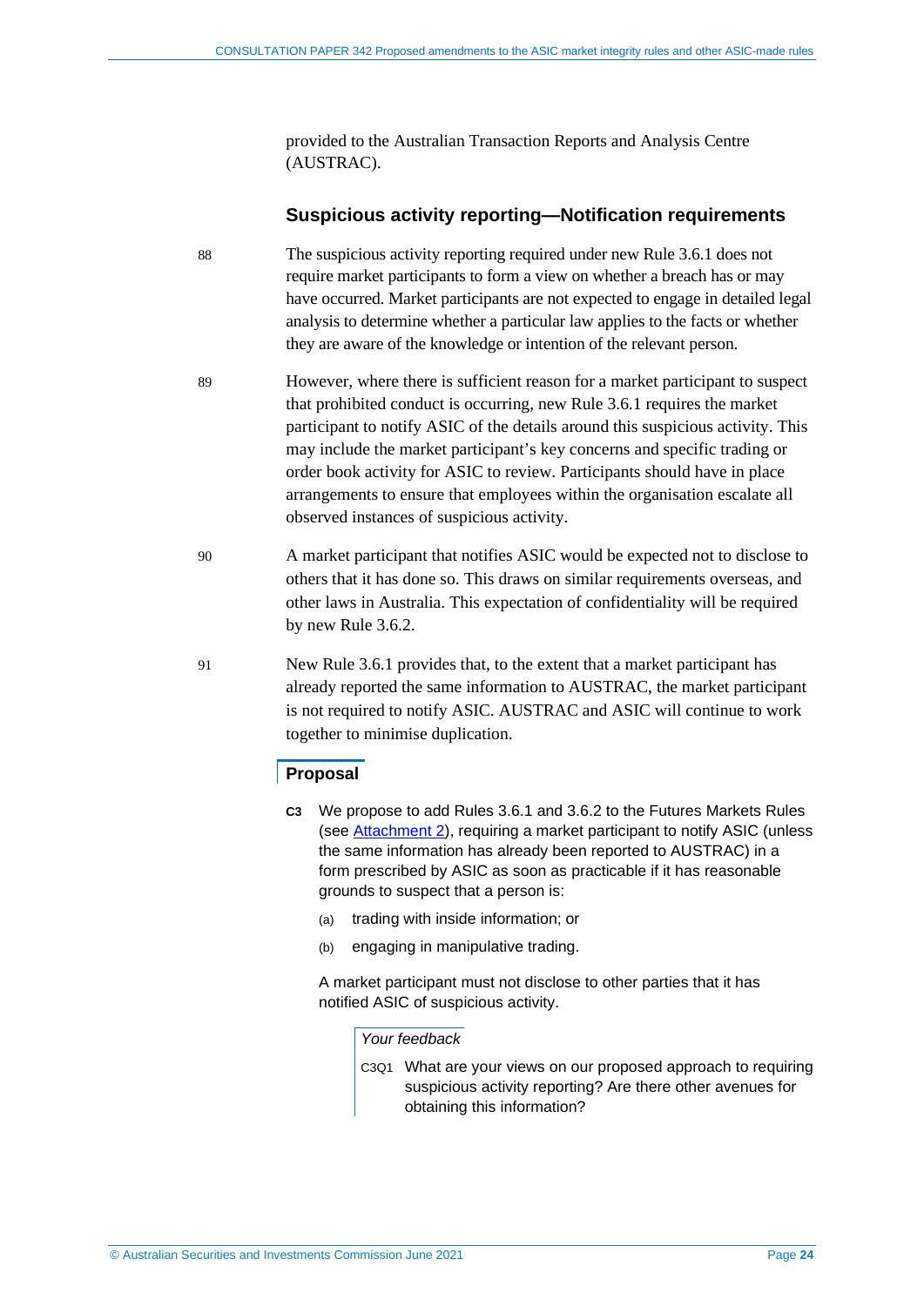provided to the Australian Transaction Reports and Analysis Centre (AUSTRAC).

### Suspicious activity reporting—Notification requirements

88 The suspicious activity reporting required under new Rule 3.6.1 does not require market participants to form a view on whether a breach has or may have occurred. Market participants are not expected to engage in detailed legal analysis to determine whether a particular law applies to the facts or whether they are aware of the knowledge or intention of the relevant person.

89 However, where there is sufficient reason for a market participant to suspect that prohibited conduct is occurring, new Rule 3.6.1 requires the market participant to notify ASIC of the details around this suspicious activity. This may include the market participant's key concerns and specific trading or order book activity for ASIC to review. Participants should have in place arrangements to ensure that employees within the organisation escalate all observed instances of suspicious activity.

90 A market participant that notifies ASIC would be expected not to disclose to others that it has done so. This draws on similar requirements overseas, and other laws in Australia. This expectation of confidentiality will be required by new Rule 3.6.2.

91 New Rule 3.6.1 provides that, to the extent that a market participant has already reported the same information to AUSTRAC, the market participant is not required to notify ASIC. AUSTRAC and ASIC will continue to work together to minimise duplication.

#### Proposal

**C3** We propose to add Rules 3.6.1 and 3.6.2 to the Futures Markets Rules (see Attachment 2), requiring a market participant to notify ASIC (unless the same information has already been reported to AUSTRAC) in a form prescribed by ASIC as soon as practicable if it has reasonable grounds to suspect that a person is:

(a) trading with inside information; or

(b) engaging in manipulative trading.

A market participant must not disclose to other parties that it has notified ASIC of suspicious activity.

*Your feedback*

C3Q1 What are your views on our proposed approach to requiring suspicious activity reporting? Are there other avenues for obtaining this information?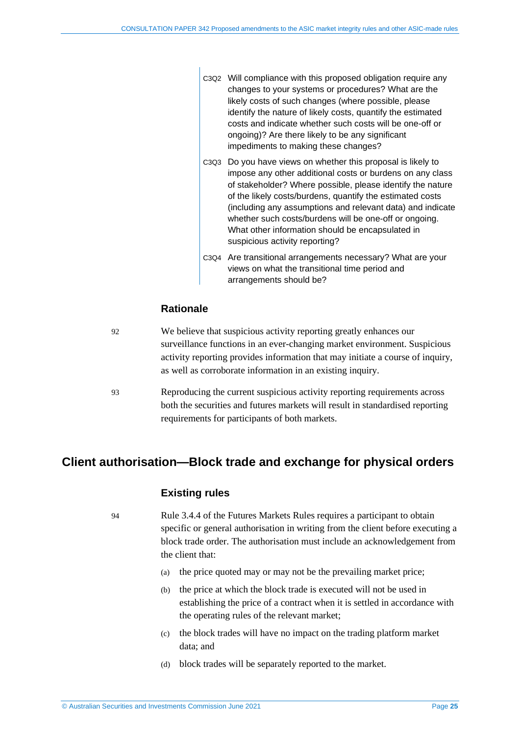C3Q2 Will compliance with this proposed obligation require any changes to your systems or procedures? What are the likely costs of such changes (where possible, please identify the nature of likely costs, quantify the estimated costs and indicate whether such costs will be one-off or ongoing)? Are there likely to be any significant impediments to making these changes?

C3Q3 Do you have views on whether this proposal is likely to impose any other additional costs or burdens on any class of stakeholder? Where possible, please identify the nature of the likely costs/burdens, quantify the estimated costs (including any assumptions and relevant data) and indicate whether such costs/burdens will be one-off or ongoing. What other information should be encapsulated in suspicious activity reporting?

C3Q4 Are transitional arrangements necessary? What are your views on what the transitional time period and arrangements should be?

### Rationale

92 We believe that suspicious activity reporting greatly enhances our surveillance functions in an ever-changing market environment. Suspicious activity reporting provides information that may initiate a course of inquiry, as well as corroborate information in an existing inquiry.

93 Reproducing the current suspicious activity reporting requirements across both the securities and futures markets will result in standardised reporting requirements for participants of both markets.

## Client authorisation—Block trade and exchange for physical orders

### Existing rules

94 Rule 3.4.4 of the Futures Markets Rules requires a participant to obtain specific or general authorisation in writing from the client before executing a block trade order. The authorisation must include an acknowledgement from the client that:

(a) the price quoted may or may not be the prevailing market price;

(b) the price at which the block trade is executed will not be used in establishing the price of a contract when it is settled in accordance with the operating rules of the relevant market;

(c) the block trades will have no impact on the trading platform market data; and

(d) block trades will be separately reported to the market.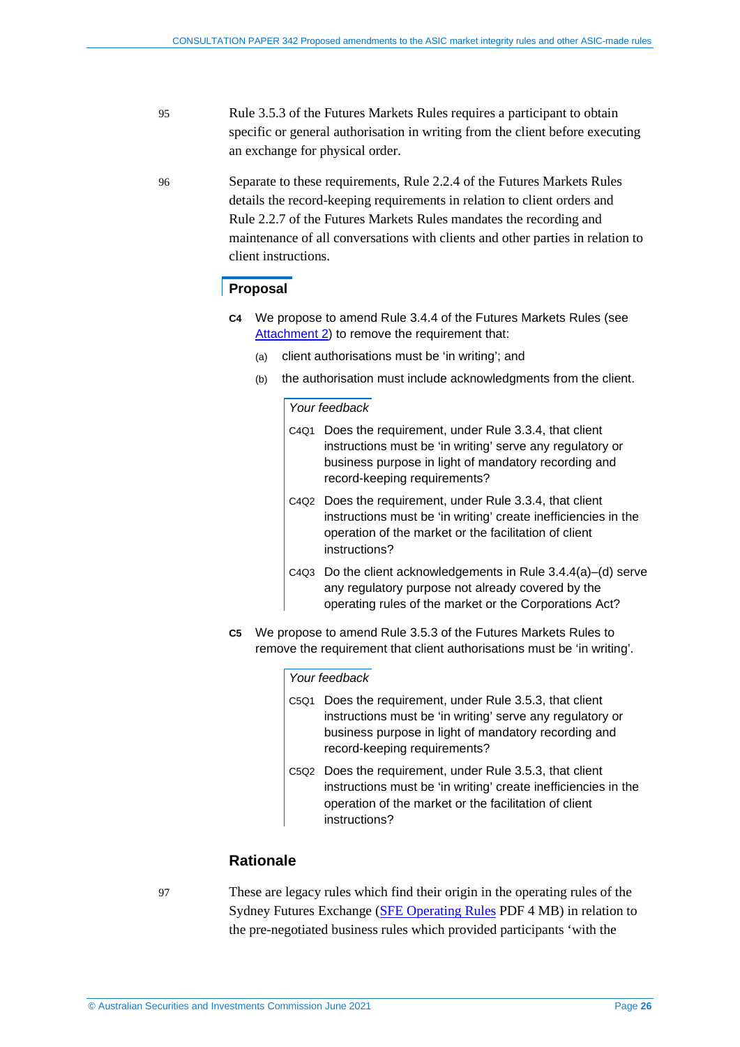95 Rule 3.5.3 of the Futures Markets Rules requires a participant to obtain specific or general authorisation in writing from the client before executing an exchange for physical order.

96 Separate to these requirements, Rule 2.2.4 of the Futures Markets Rules details the record-keeping requirements in relation to client orders and Rule 2.2.7 of the Futures Markets Rules mandates the recording and maintenance of all conversations with clients and other parties in relation to client instructions.

### Proposal

**C4** We propose to amend Rule 3.4.4 of the Futures Markets Rules (see Attachment 2) to remove the requirement that:

(a) client authorisations must be 'in writing'; and

(b) the authorisation must include acknowledgments from the client.

*Your feedback*

C4Q1 Does the requirement, under Rule 3.3.4, that client instructions must be 'in writing' serve any regulatory or business purpose in light of mandatory recording and record-keeping requirements?

C4Q2 Does the requirement, under Rule 3.3.4, that client instructions must be 'in writing' create inefficiencies in the operation of the market or the facilitation of client instructions?

C4Q3 Do the client acknowledgements in Rule 3.4.4(a)–(d) serve any regulatory purpose not already covered by the operating rules of the market or the Corporations Act?

**C5** We propose to amend Rule 3.5.3 of the Futures Markets Rules to remove the requirement that client authorisations must be 'in writing'.

*Your feedback*

C5Q1 Does the requirement, under Rule 3.5.3, that client instructions must be 'in writing' serve any regulatory or business purpose in light of mandatory recording and record-keeping requirements?

C5Q2 Does the requirement, under Rule 3.5.3, that client instructions must be 'in writing' create inefficiencies in the operation of the market or the facilitation of client instructions?

### Rationale

97 These are legacy rules which find their origin in the operating rules of the Sydney Futures Exchange (SFE Operating Rules PDF 4 MB) in relation to the pre-negotiated business rules which provided participants 'with the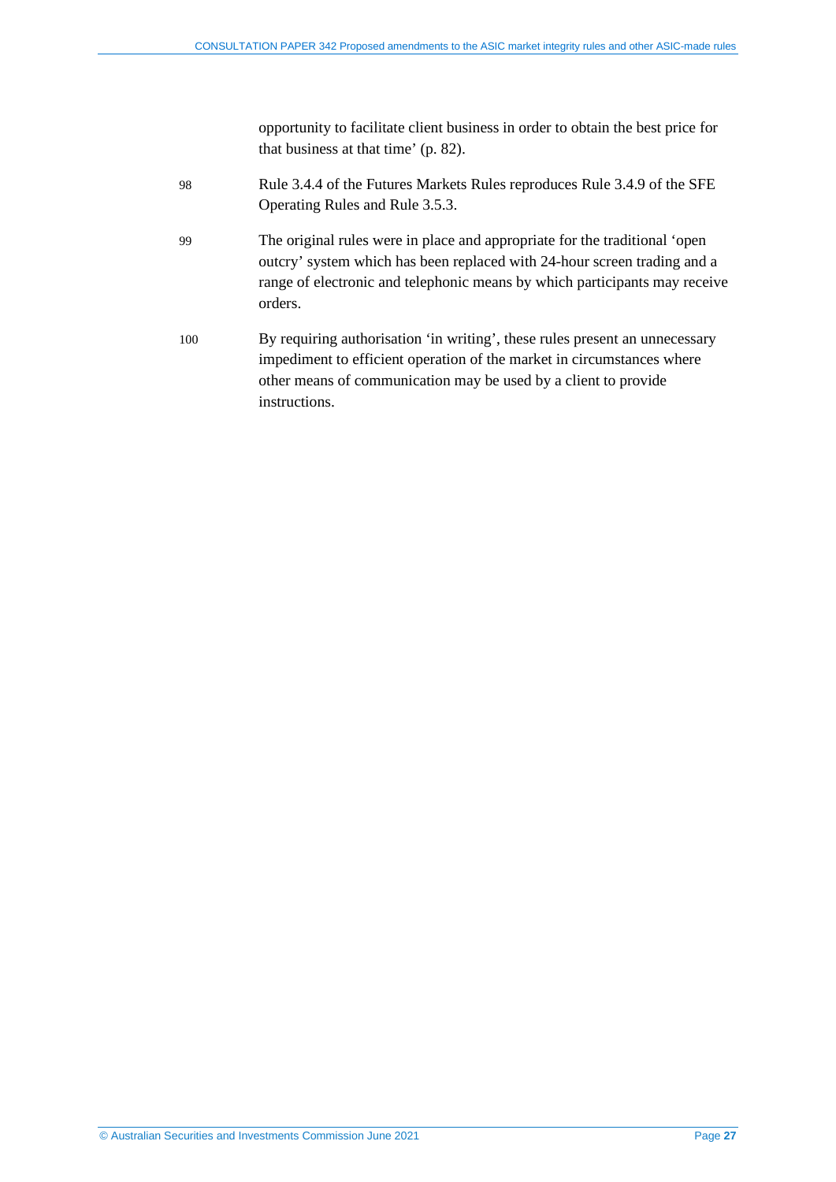opportunity to facilitate client business in order to obtain the best price for that business at that time' (p. 82).

98 Rule 3.4.4 of the Futures Markets Rules reproduces Rule 3.4.9 of the SFE Operating Rules and Rule 3.5.3.

99 The original rules were in place and appropriate for the traditional 'open outcry' system which has been replaced with 24-hour screen trading and a range of electronic and telephonic means by which participants may receive orders.

100 By requiring authorisation 'in writing', these rules present an unnecessary impediment to efficient operation of the market in circumstances where other means of communication may be used by a client to provide instructions.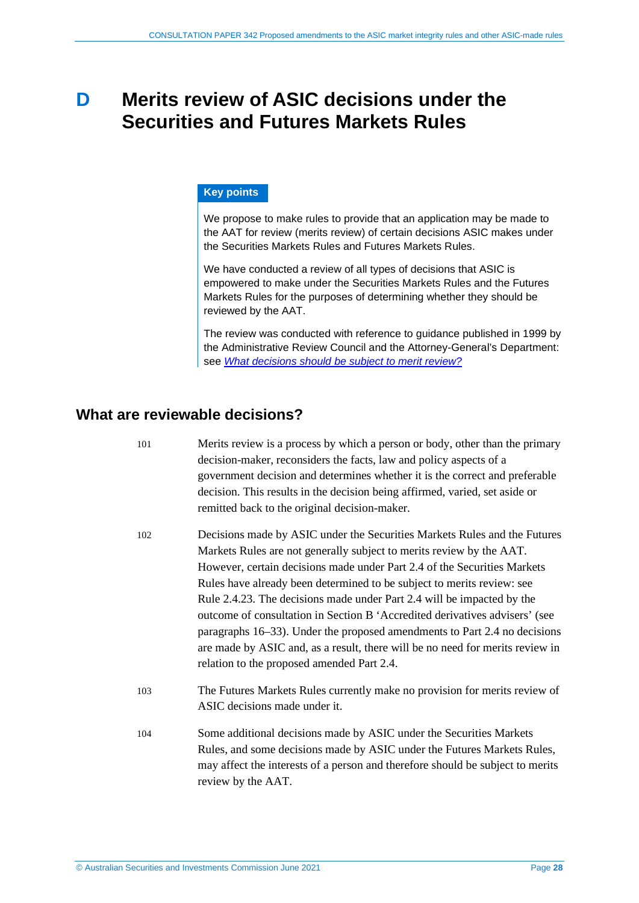# D Merits review of ASIC decisions under the Securities and Futures Markets Rules

**Key points**

We propose to make rules to provide that an application may be made to the AAT for review (merits review) of certain decisions ASIC makes under the Securities Markets Rules and Futures Markets Rules.

We have conducted a review of all types of decisions that ASIC is empowered to make under the Securities Markets Rules and the Futures Markets Rules for the purposes of determining whether they should be reviewed by the AAT.

The review was conducted with reference to guidance published in 1999 by the Administrative Review Council and the Attorney-General's Department: see *What decisions should be subject to merit review?*

## What are reviewable decisions?

101 Merits review is a process by which a person or body, other than the primary decision-maker, reconsiders the facts, law and policy aspects of a government decision and determines whether it is the correct and preferable decision. This results in the decision being affirmed, varied, set aside or remitted back to the original decision-maker.

102 Decisions made by ASIC under the Securities Markets Rules and the Futures Markets Rules are not generally subject to merits review by the AAT. However, certain decisions made under Part 2.4 of the Securities Markets Rules have already been determined to be subject to merits review: see Rule 2.4.23. The decisions made under Part 2.4 will be impacted by the outcome of consultation in Section B 'Accredited derivatives advisers' (see paragraphs 16–33). Under the proposed amendments to Part 2.4 no decisions are made by ASIC and, as a result, there will be no need for merits review in relation to the proposed amended Part 2.4.

103 The Futures Markets Rules currently make no provision for merits review of ASIC decisions made under it.

104 Some additional decisions made by ASIC under the Securities Markets Rules, and some decisions made by ASIC under the Futures Markets Rules, may affect the interests of a person and therefore should be subject to merits review by the AAT.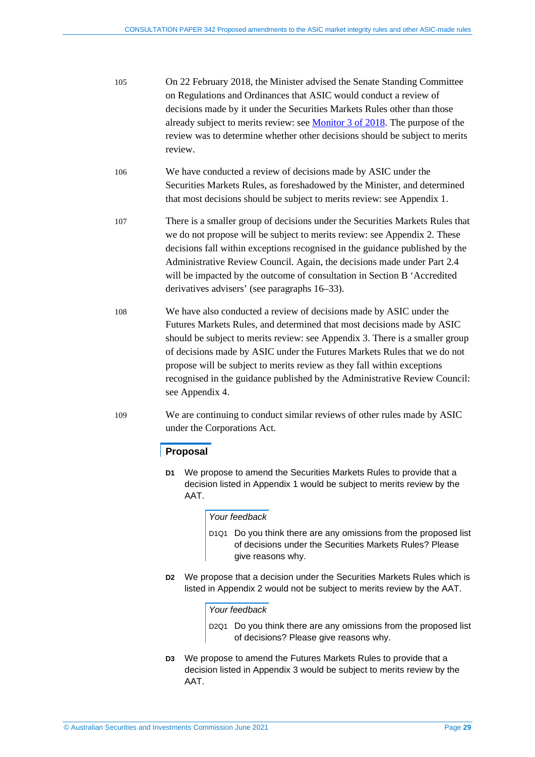105 On 22 February 2018, the Minister advised the Senate Standing Committee on Regulations and Ordinances that ASIC would conduct a review of decisions made by it under the Securities Markets Rules other than those already subject to merits review: see Monitor 3 of 2018. The purpose of the review was to determine whether other decisions should be subject to merits review.

106 We have conducted a review of decisions made by ASIC under the Securities Markets Rules, as foreshadowed by the Minister, and determined that most decisions should be subject to merits review: see Appendix 1.

107 There is a smaller group of decisions under the Securities Markets Rules that we do not propose will be subject to merits review: see Appendix 2. These decisions fall within exceptions recognised in the guidance published by the Administrative Review Council. Again, the decisions made under Part 2.4 will be impacted by the outcome of consultation in Section B 'Accredited derivatives advisers' (see paragraphs 16–33).

108 We have also conducted a review of decisions made by ASIC under the Futures Markets Rules, and determined that most decisions made by ASIC should be subject to merits review: see Appendix 3. There is a smaller group of decisions made by ASIC under the Futures Markets Rules that we do not propose will be subject to merits review as they fall within exceptions recognised in the guidance published by the Administrative Review Council: see Appendix 4.

109 We are continuing to conduct similar reviews of other rules made by ASIC under the Corporations Act.

### Proposal

**D1** We propose to amend the Securities Markets Rules to provide that a decision listed in Appendix 1 would be subject to merits review by the AAT.

*Your feedback*

D1Q1 Do you think there are any omissions from the proposed list of decisions under the Securities Markets Rules? Please give reasons why.

**D2** We propose that a decision under the Securities Markets Rules which is listed in Appendix 2 would not be subject to merits review by the AAT.

*Your feedback*

D2Q1 Do you think there are any omissions from the proposed list of decisions? Please give reasons why.

**D3** We propose to amend the Futures Markets Rules to provide that a decision listed in Appendix 3 would be subject to merits review by the AAT.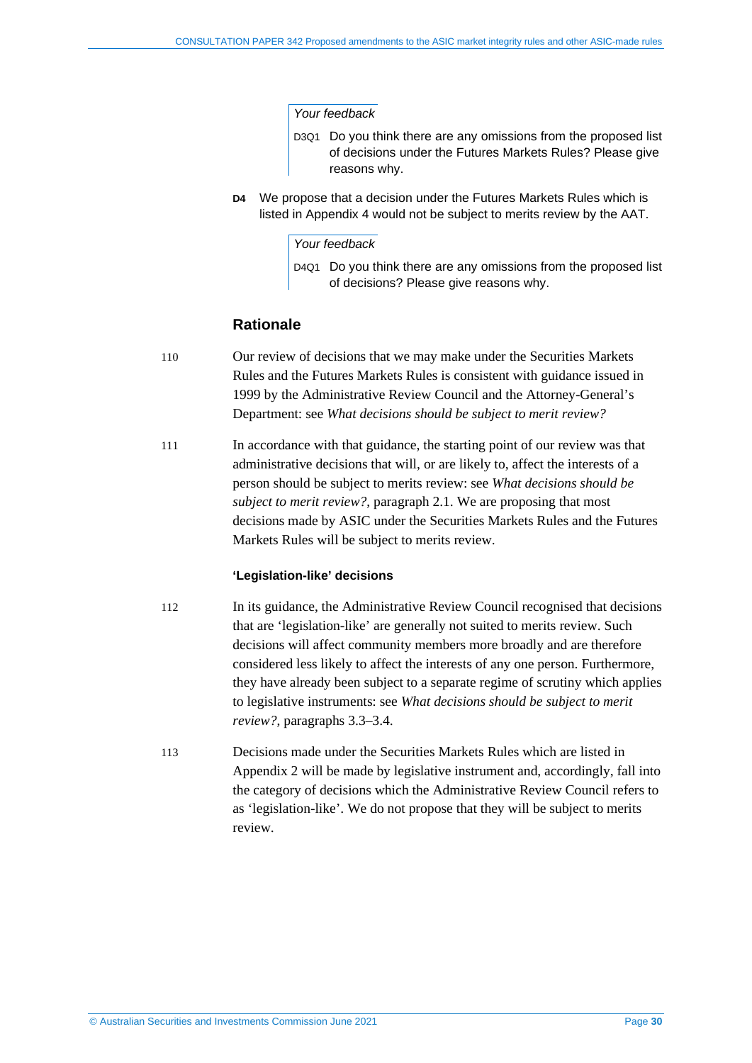*Your feedback*

D3Q1 Do you think there are any omissions from the proposed list of decisions under the Futures Markets Rules? Please give reasons why.

**D4** We propose that a decision under the Futures Markets Rules which is listed in Appendix 4 would not be subject to merits review by the AAT.

*Your feedback*

D4Q1 Do you think there are any omissions from the proposed list of decisions? Please give reasons why.

## Rationale

110 Our review of decisions that we may make under the Securities Markets Rules and the Futures Markets Rules is consistent with guidance issued in 1999 by the Administrative Review Council and the Attorney-General's Department: see *What decisions should be subject to merit review?*

111 In accordance with that guidance, the starting point of our review was that administrative decisions that will, or are likely to, affect the interests of a person should be subject to merits review: see *What decisions should be subject to merit review?*, paragraph 2.1. We are proposing that most decisions made by ASIC under the Securities Markets Rules and the Futures Markets Rules will be subject to merits review.

### 'Legislation-like' decisions

112 In its guidance, the Administrative Review Council recognised that decisions that are 'legislation-like' are generally not suited to merits review. Such decisions will affect community members more broadly and are therefore considered less likely to affect the interests of any one person. Furthermore, they have already been subject to a separate regime of scrutiny which applies to legislative instruments: see *What decisions should be subject to merit review?*, paragraphs 3.3–3.4.

113 Decisions made under the Securities Markets Rules which are listed in Appendix 2 will be made by legislative instrument and, accordingly, fall into the category of decisions which the Administrative Review Council refers to as 'legislation-like'. We do not propose that they will be subject to merits review.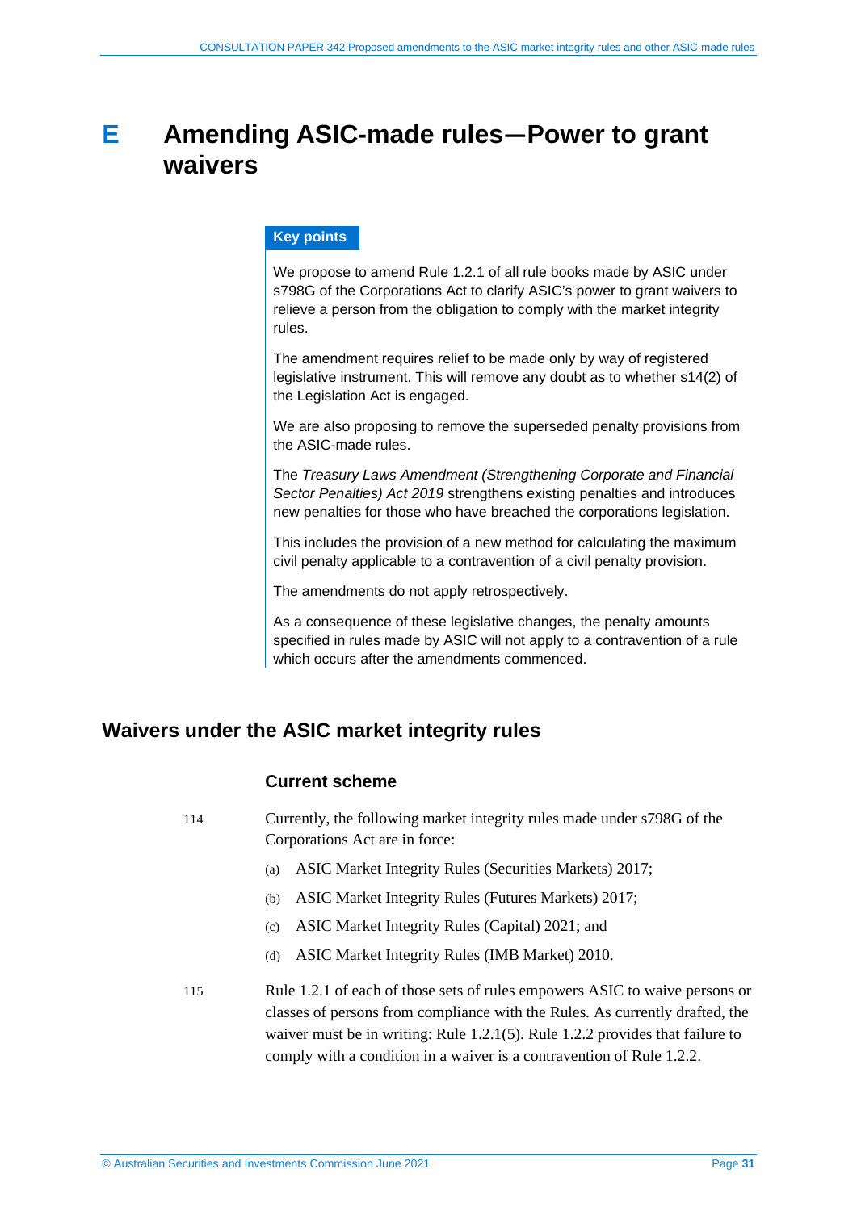# E Amending ASIC-made rules—Power to grant waivers

**Key points**

We propose to amend Rule 1.2.1 of all rule books made by ASIC under s798G of the Corporations Act to clarify ASIC's power to grant waivers to relieve a person from the obligation to comply with the market integrity rules.

The amendment requires relief to be made only by way of registered legislative instrument. This will remove any doubt as to whether s14(2) of the Legislation Act is engaged.

We are also proposing to remove the superseded penalty provisions from the ASIC-made rules.

The *Treasury Laws Amendment (Strengthening Corporate and Financial Sector Penalties) Act 2019* strengthens existing penalties and introduces new penalties for those who have breached the corporations legislation.

This includes the provision of a new method for calculating the maximum civil penalty applicable to a contravention of a civil penalty provision.

The amendments do not apply retrospectively.

As a consequence of these legislative changes, the penalty amounts specified in rules made by ASIC will not apply to a contravention of a rule which occurs after the amendments commenced.

## Waivers under the ASIC market integrity rules

### Current scheme

114 Currently, the following market integrity rules made under s798G of the Corporations Act are in force:

(a) ASIC Market Integrity Rules (Securities Markets) 2017;

(b) ASIC Market Integrity Rules (Futures Markets) 2017;

(c) ASIC Market Integrity Rules (Capital) 2021; and

(d) ASIC Market Integrity Rules (IMB Market) 2010.

115 Rule 1.2.1 of each of those sets of rules empowers ASIC to waive persons or classes of persons from compliance with the Rules. As currently drafted, the waiver must be in writing: Rule 1.2.1(5). Rule 1.2.2 provides that failure to comply with a condition in a waiver is a contravention of Rule 1.2.2.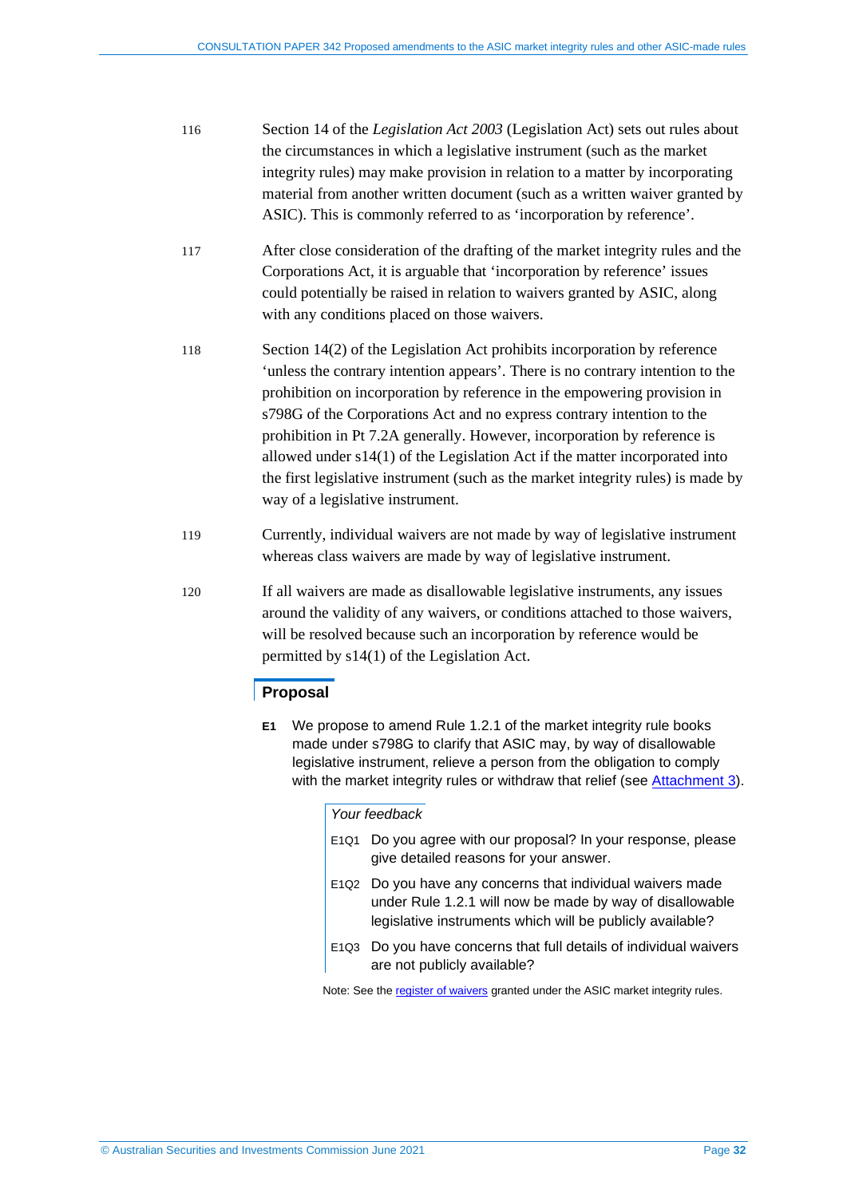116 Section 14 of the *Legislation Act 2003* (Legislation Act) sets out rules about the circumstances in which a legislative instrument (such as the market integrity rules) may make provision in relation to a matter by incorporating material from another written document (such as a written waiver granted by ASIC). This is commonly referred to as 'incorporation by reference'.

117 After close consideration of the drafting of the market integrity rules and the Corporations Act, it is arguable that 'incorporation by reference' issues could potentially be raised in relation to waivers granted by ASIC, along with any conditions placed on those waivers.

118 Section 14(2) of the Legislation Act prohibits incorporation by reference 'unless the contrary intention appears'. There is no contrary intention to the prohibition on incorporation by reference in the empowering provision in s798G of the Corporations Act and no express contrary intention to the prohibition in Pt 7.2A generally. However, incorporation by reference is allowed under s14(1) of the Legislation Act if the matter incorporated into the first legislative instrument (such as the market integrity rules) is made by way of a legislative instrument.

119 Currently, individual waivers are not made by way of legislative instrument whereas class waivers are made by way of legislative instrument.

120 If all waivers are made as disallowable legislative instruments, any issues around the validity of any waivers, or conditions attached to those waivers, will be resolved because such an incorporation by reference would be permitted by s14(1) of the Legislation Act.

## Proposal

**E1** We propose to amend Rule 1.2.1 of the market integrity rule books made under s798G to clarify that ASIC may, by way of disallowable legislative instrument, relieve a person from the obligation to comply with the market integrity rules or withdraw that relief (see Attachment 3).

*Your feedback*

E1Q1 Do you agree with our proposal? In your response, please give detailed reasons for your answer.

E1Q2 Do you have any concerns that individual waivers made under Rule 1.2.1 will now be made by way of disallowable legislative instruments which will be publicly available?

E1Q3 Do you have concerns that full details of individual waivers are not publicly available?

Note: See the register of waivers granted under the ASIC market integrity rules.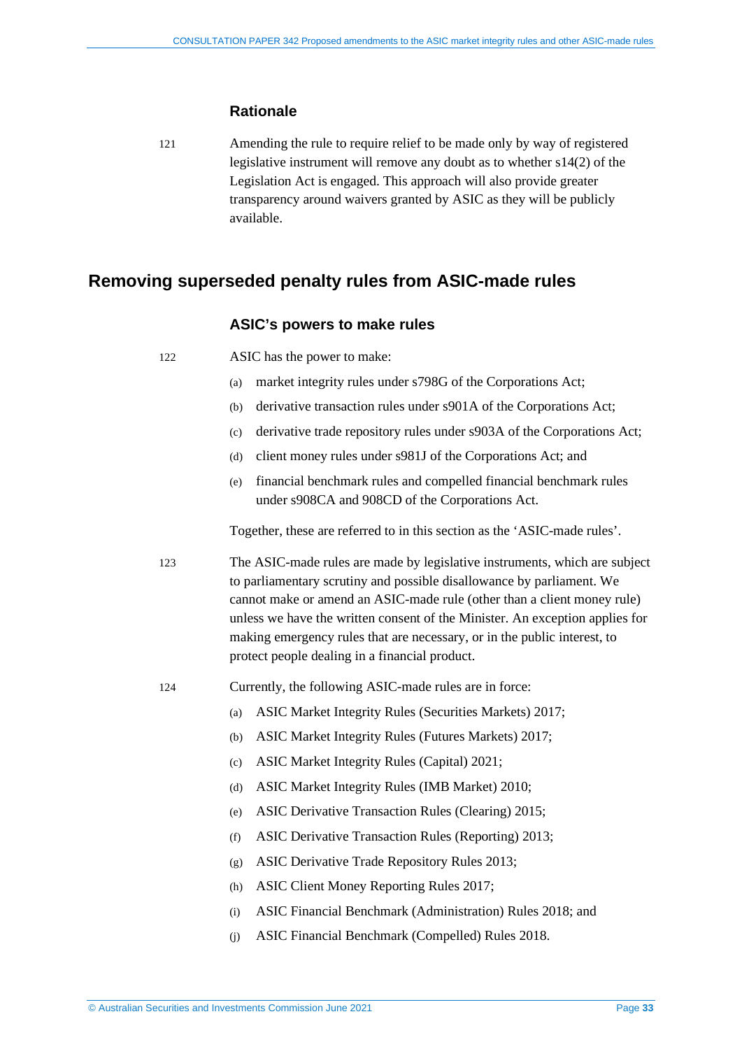### Rationale

121 Amending the rule to require relief to be made only by way of registered legislative instrument will remove any doubt as to whether s14(2) of the Legislation Act is engaged. This approach will also provide greater transparency around waivers granted by ASIC as they will be publicly available.

## Removing superseded penalty rules from ASIC-made rules

### ASIC's powers to make rules

122 ASIC has the power to make:

(a) market integrity rules under s798G of the Corporations Act;

(b) derivative transaction rules under s901A of the Corporations Act;

(c) derivative trade repository rules under s903A of the Corporations Act;

(d) client money rules under s981J of the Corporations Act; and

(e) financial benchmark rules and compelled financial benchmark rules under s908CA and 908CD of the Corporations Act.

Together, these are referred to in this section as the 'ASIC-made rules'.

123 The ASIC-made rules are made by legislative instruments, which are subject to parliamentary scrutiny and possible disallowance by parliament. We cannot make or amend an ASIC-made rule (other than a client money rule) unless we have the written consent of the Minister. An exception applies for making emergency rules that are necessary, or in the public interest, to protect people dealing in a financial product.

124 Currently, the following ASIC-made rules are in force:

(a) ASIC Market Integrity Rules (Securities Markets) 2017;

(b) ASIC Market Integrity Rules (Futures Markets) 2017;

(c) ASIC Market Integrity Rules (Capital) 2021;

(d) ASIC Market Integrity Rules (IMB Market) 2010;

(e) ASIC Derivative Transaction Rules (Clearing) 2015;

(f) ASIC Derivative Transaction Rules (Reporting) 2013;

(g) ASIC Derivative Trade Repository Rules 2013;

(h) ASIC Client Money Reporting Rules 2017;

(i) ASIC Financial Benchmark (Administration) Rules 2018; and

(j) ASIC Financial Benchmark (Compelled) Rules 2018.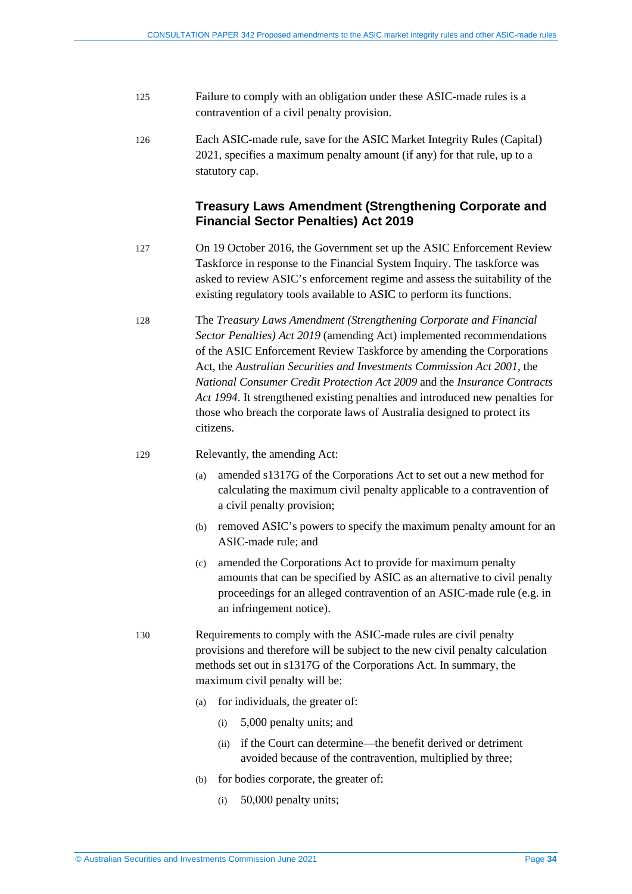125 Failure to comply with an obligation under these ASIC-made rules is a contravention of a civil penalty provision.

126 Each ASIC-made rule, save for the ASIC Market Integrity Rules (Capital) 2021, specifies a maximum penalty amount (if any) for that rule, up to a statutory cap.

### Treasury Laws Amendment (Strengthening Corporate and Financial Sector Penalties) Act 2019

127 On 19 October 2016, the Government set up the ASIC Enforcement Review Taskforce in response to the Financial System Inquiry. The taskforce was asked to review ASIC's enforcement regime and assess the suitability of the existing regulatory tools available to ASIC to perform its functions.

128 The *Treasury Laws Amendment (Strengthening Corporate and Financial Sector Penalties) Act 2019* (amending Act) implemented recommendations of the ASIC Enforcement Review Taskforce by amending the Corporations Act, the *Australian Securities and Investments Commission Act 2001*, the *National Consumer Credit Protection Act 2009* and the *Insurance Contracts Act 1994*. It strengthened existing penalties and introduced new penalties for those who breach the corporate laws of Australia designed to protect its citizens.

129 Relevantly, the amending Act:

(a) amended s1317G of the Corporations Act to set out a new method for calculating the maximum civil penalty applicable to a contravention of a civil penalty provision;

(b) removed ASIC's powers to specify the maximum penalty amount for an ASIC-made rule; and

(c) amended the Corporations Act to provide for maximum penalty amounts that can be specified by ASIC as an alternative to civil penalty proceedings for an alleged contravention of an ASIC-made rule (e.g. in an infringement notice).

130 Requirements to comply with the ASIC-made rules are civil penalty provisions and therefore will be subject to the new civil penalty calculation methods set out in s1317G of the Corporations Act. In summary, the maximum civil penalty will be:

(a) for individuals, the greater of:

  (i) 5,000 penalty units; and

  (ii) if the Court can determine—the benefit derived or detriment avoided because of the contravention, multiplied by three;

(b) for bodies corporate, the greater of:

  (i) 50,000 penalty units;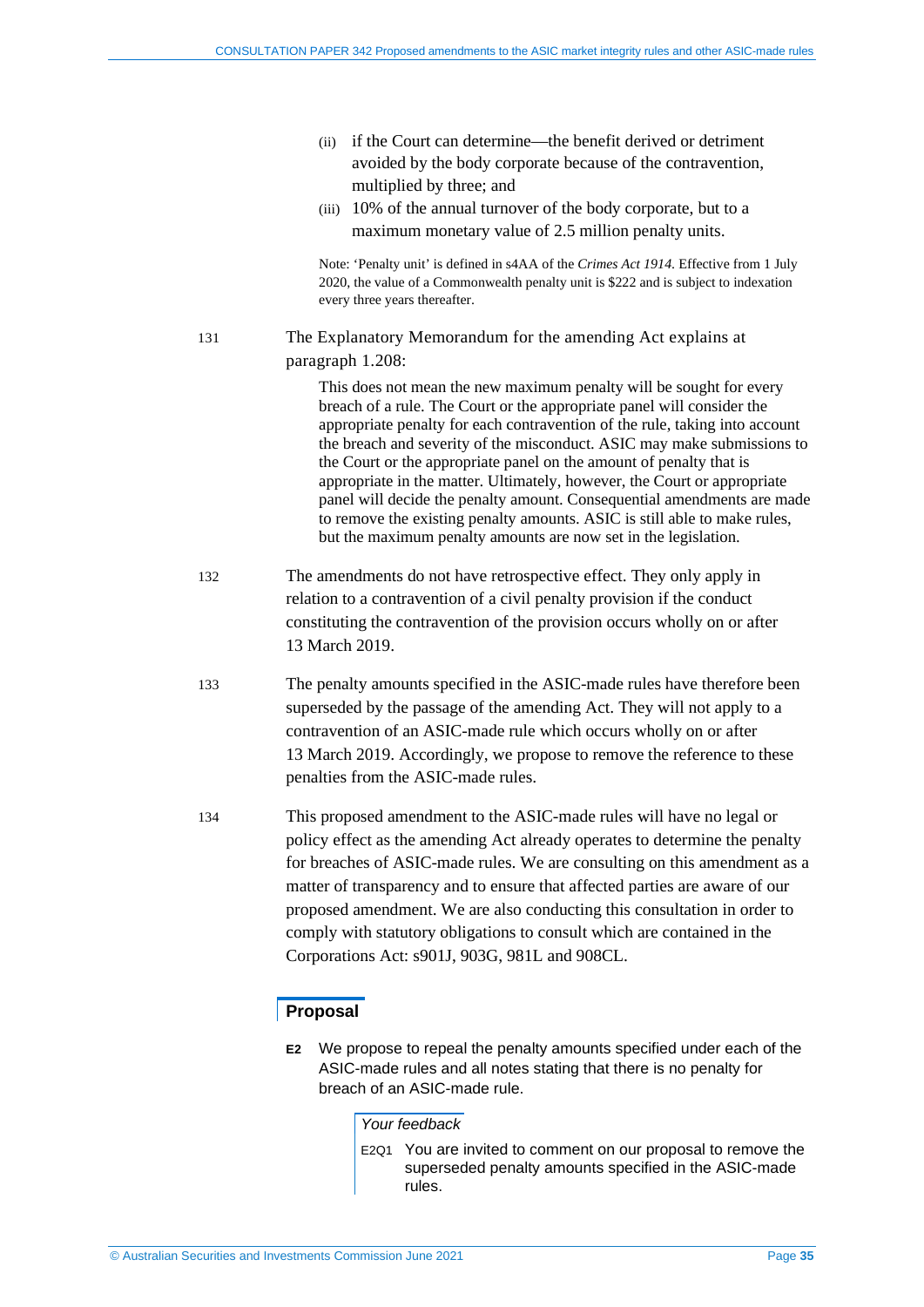(ii) if the Court can determine—the benefit derived or detriment avoided by the body corporate because of the contravention, multiplied by three; and

(iii) 10% of the annual turnover of the body corporate, but to a maximum monetary value of 2.5 million penalty units.

Note: 'Penalty unit' is defined in s4AA of the *Crimes Act 1914*. Effective from 1 July 2020, the value of a Commonwealth penalty unit is $222 and is subject to indexation every three years thereafter.

131 The Explanatory Memorandum for the amending Act explains at paragraph 1.208:

> This does not mean the new maximum penalty will be sought for every breach of a rule. The Court or the appropriate panel will consider the appropriate penalty for each contravention of the rule, taking into account the breach and severity of the misconduct. ASIC may make submissions to the Court or the appropriate panel on the amount of penalty that is appropriate in the matter. Ultimately, however, the Court or appropriate panel will decide the penalty amount. Consequential amendments are made to remove the existing penalty amounts. ASIC is still able to make rules, but the maximum penalty amounts are now set in the legislation.

132 The amendments do not have retrospective effect. They only apply in relation to a contravention of a civil penalty provision if the conduct constituting the contravention of the provision occurs wholly on or after 13 March 2019.

133 The penalty amounts specified in the ASIC-made rules have therefore been superseded by the passage of the amending Act. They will not apply to a contravention of an ASIC-made rule which occurs wholly on or after 13 March 2019. Accordingly, we propose to remove the reference to these penalties from the ASIC-made rules.

134 This proposed amendment to the ASIC-made rules will have no legal or policy effect as the amending Act already operates to determine the penalty for breaches of ASIC-made rules. We are consulting on this amendment as a matter of transparency and to ensure that affected parties are aware of our proposed amendment. We are also conducting this consultation in order to comply with statutory obligations to consult which are contained in the Corporations Act: s901J, 903G, 981L and 908CL.

## Proposal

**E2** We propose to repeal the penalty amounts specified under each of the ASIC-made rules and all notes stating that there is no penalty for breach of an ASIC-made rule.

*Your feedback*

E2Q1 You are invited to comment on our proposal to remove the superseded penalty amounts specified in the ASIC-made rules.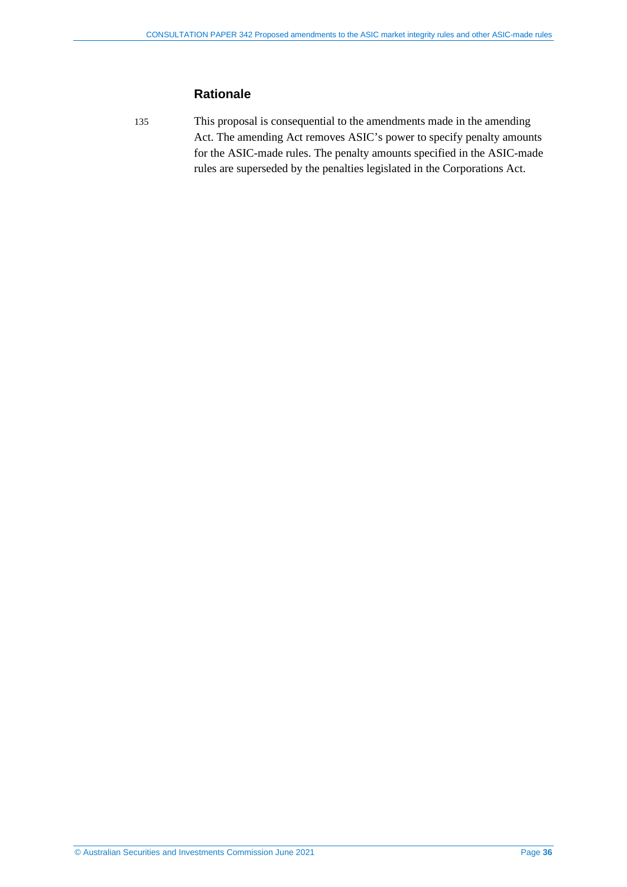## Rationale

135 This proposal is consequential to the amendments made in the amending Act. The amending Act removes ASIC's power to specify penalty amounts for the ASIC-made rules. The penalty amounts specified in the ASIC-made rules are superseded by the penalties legislated in the Corporations Act.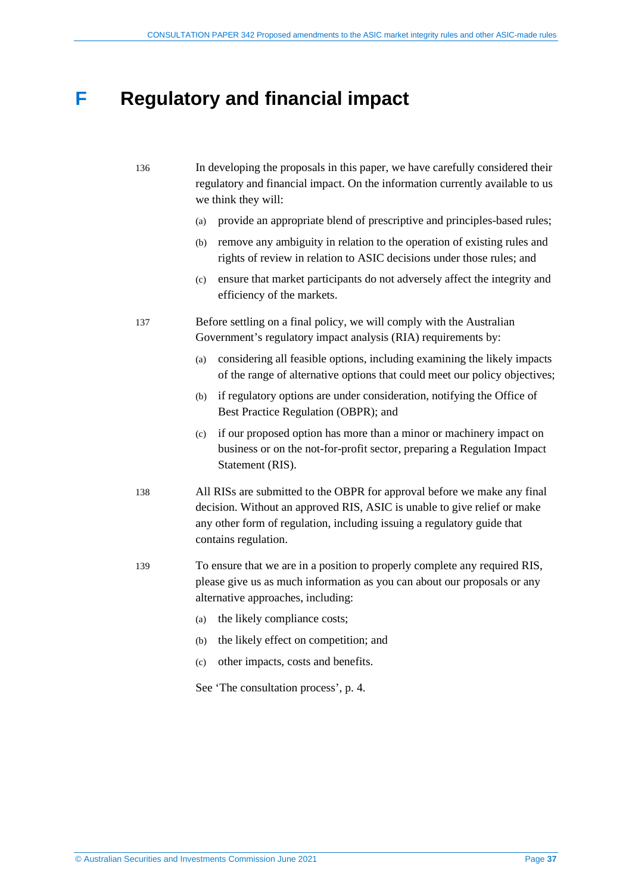# F Regulatory and financial impact

136 In developing the proposals in this paper, we have carefully considered their regulatory and financial impact. On the information currently available to us we think they will:

(a) provide an appropriate blend of prescriptive and principles-based rules;

(b) remove any ambiguity in relation to the operation of existing rules and rights of review in relation to ASIC decisions under those rules; and

(c) ensure that market participants do not adversely affect the integrity and efficiency of the markets.

137 Before settling on a final policy, we will comply with the Australian Government's regulatory impact analysis (RIA) requirements by:

(a) considering all feasible options, including examining the likely impacts of the range of alternative options that could meet our policy objectives;

(b) if regulatory options are under consideration, notifying the Office of Best Practice Regulation (OBPR); and

(c) if our proposed option has more than a minor or machinery impact on business or on the not-for-profit sector, preparing a Regulation Impact Statement (RIS).

138 All RISs are submitted to the OBPR for approval before we make any final decision. Without an approved RIS, ASIC is unable to give relief or make any other form of regulation, including issuing a regulatory guide that contains regulation.

139 To ensure that we are in a position to properly complete any required RIS, please give us as much information as you can about our proposals or any alternative approaches, including:

(a) the likely compliance costs;

(b) the likely effect on competition; and

(c) other impacts, costs and benefits.

See 'The consultation process', p. 4.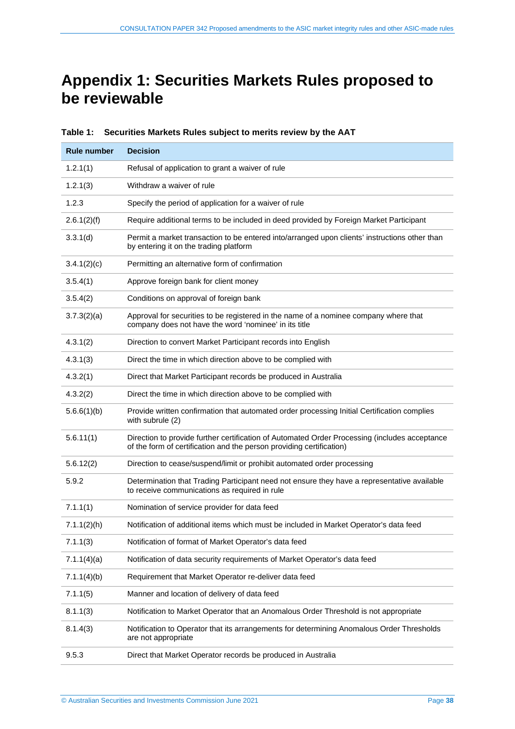# Appendix 1: Securities Markets Rules proposed to be reviewable

**Table 1: Securities Markets Rules subject to merits review by the AAT**

| Rule number | Decision |
|---|---|
| 1.2.1(1) | Refusal of application to grant a waiver of rule |
| 1.2.1(3) | Withdraw a waiver of rule |
| 1.2.3 | Specify the period of application for a waiver of rule |
| 2.6.1(2)(f) | Require additional terms to be included in deed provided by Foreign Market Participant |
| 3.3.1(d) | Permit a market transaction to be entered into/arranged upon clients' instructions other than by entering it on the trading platform |
| 3.4.1(2)(c) | Permitting an alternative form of confirmation |
| 3.5.4(1) | Approve foreign bank for client money |
| 3.5.4(2) | Conditions on approval of foreign bank |
| 3.7.3(2)(a) | Approval for securities to be registered in the name of a nominee company where that company does not have the word 'nominee' in its title |
| 4.3.1(2) | Direction to convert Market Participant records into English |
| 4.3.1(3) | Direct the time in which direction above to be complied with |
| 4.3.2(1) | Direct that Market Participant records be produced in Australia |
| 4.3.2(2) | Direct the time in which direction above to be complied with |
| 5.6.6(1)(b) | Provide written confirmation that automated order processing Initial Certification complies with subrule (2) |
| 5.6.11(1) | Direction to provide further certification of Automated Order Processing (includes acceptance of the form of certification and the person providing certification) |
| 5.6.12(2) | Direction to cease/suspend/limit or prohibit automated order processing |
| 5.9.2 | Determination that Trading Participant need not ensure they have a representative available to receive communications as required in rule |
| 7.1.1(1) | Nomination of service provider for data feed |
| 7.1.1(2)(h) | Notification of additional items which must be included in Market Operator's data feed |
| 7.1.1(3) | Notification of format of Market Operator's data feed |
| 7.1.1(4)(a) | Notification of data security requirements of Market Operator's data feed |
| 7.1.1(4)(b) | Requirement that Market Operator re-deliver data feed |
| 7.1.1(5) | Manner and location of delivery of data feed |
| 8.1.1(3) | Notification to Market Operator that an Anomalous Order Threshold is not appropriate |
| 8.1.4(3) | Notification to Operator that its arrangements for determining Anomalous Order Thresholds are not appropriate |
| 9.5.3 | Direct that Market Operator records be produced in Australia |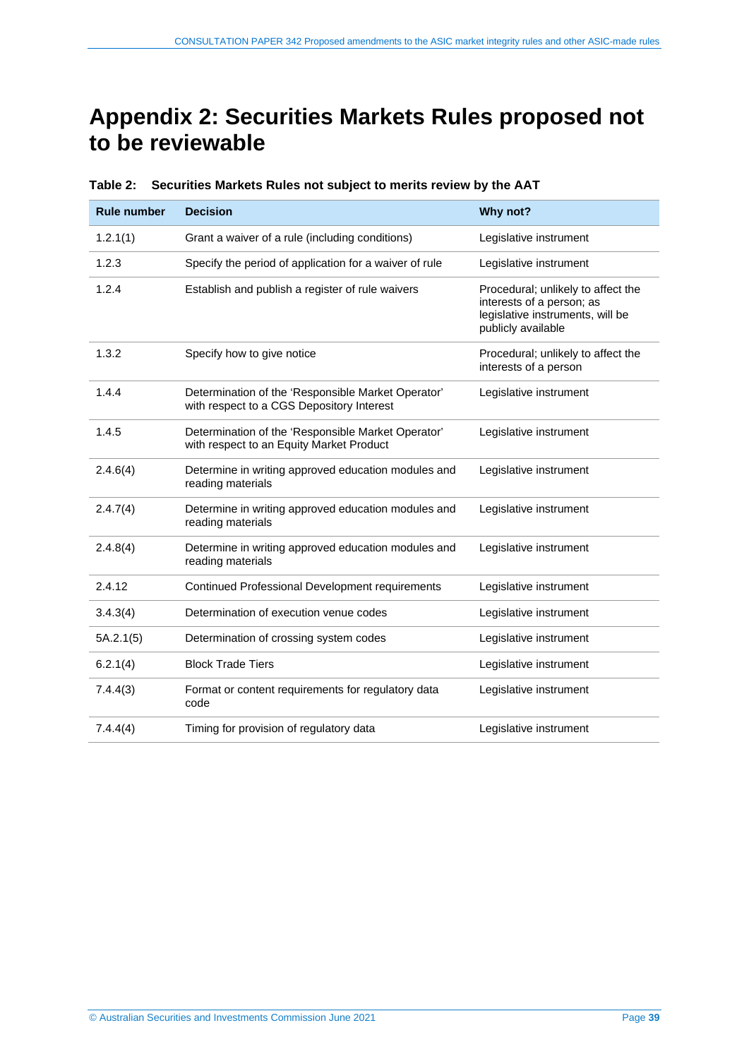# Appendix 2: Securities Markets Rules proposed not to be reviewable

**Table 2: Securities Markets Rules not subject to merits review by the AAT**

| Rule number | Decision | Why not? |
|---|---|---|
| 1.2.1(1) | Grant a waiver of a rule (including conditions) | Legislative instrument |
| 1.2.3 | Specify the period of application for a waiver of rule | Legislative instrument |
| 1.2.4 | Establish and publish a register of rule waivers | Procedural; unlikely to affect the interests of a person; as legislative instruments, will be publicly available |
| 1.3.2 | Specify how to give notice | Procedural; unlikely to affect the interests of a person |
| 1.4.4 | Determination of the 'Responsible Market Operator' with respect to a CGS Depository Interest | Legislative instrument |
| 1.4.5 | Determination of the 'Responsible Market Operator' with respect to an Equity Market Product | Legislative instrument |
| 2.4.6(4) | Determine in writing approved education modules and reading materials | Legislative instrument |
| 2.4.7(4) | Determine in writing approved education modules and reading materials | Legislative instrument |
| 2.4.8(4) | Determine in writing approved education modules and reading materials | Legislative instrument |
| 2.4.12 | Continued Professional Development requirements | Legislative instrument |
| 3.4.3(4) | Determination of execution venue codes | Legislative instrument |
| 5A.2.1(5) | Determination of crossing system codes | Legislative instrument |
| 6.2.1(4) | Block Trade Tiers | Legislative instrument |
| 7.4.4(3) | Format or content requirements for regulatory data code | Legislative instrument |
| 7.4.4(4) | Timing for provision of regulatory data | Legislative instrument |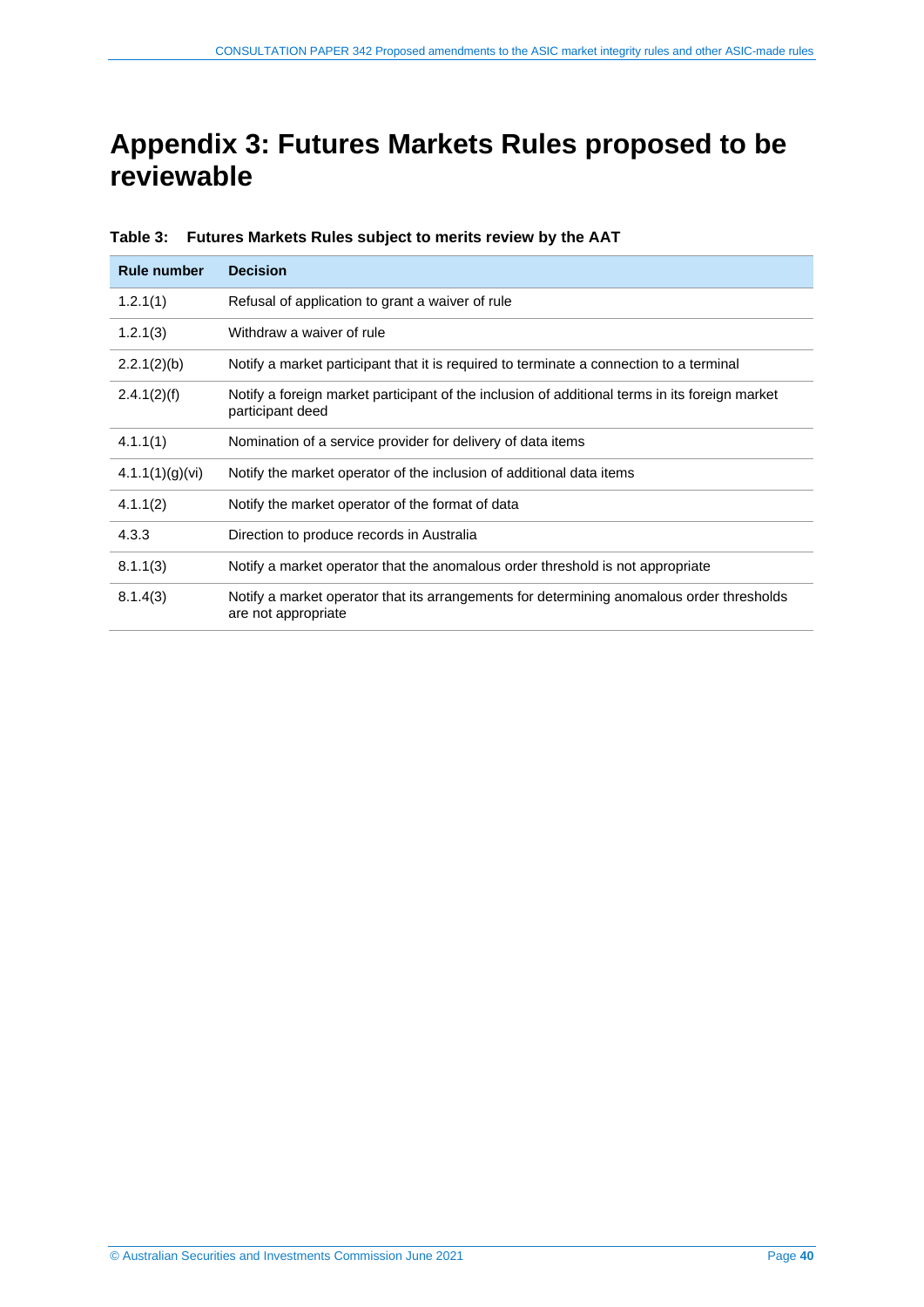# Appendix 3: Futures Markets Rules proposed to be reviewable

**Table 3: Futures Markets Rules subject to merits review by the AAT**

| Rule number | Decision |
|---|---|
| 1.2.1(1) | Refusal of application to grant a waiver of rule |
| 1.2.1(3) | Withdraw a waiver of rule |
| 2.2.1(2)(b) | Notify a market participant that it is required to terminate a connection to a terminal |
| 2.4.1(2)(f) | Notify a foreign market participant of the inclusion of additional terms in its foreign market participant deed |
| 4.1.1(1) | Nomination of a service provider for delivery of data items |
| 4.1.1(1)(g)(vi) | Notify the market operator of the inclusion of additional data items |
| 4.1.1(2) | Notify the market operator of the format of data |
| 4.3.3 | Direction to produce records in Australia |
| 8.1.1(3) | Notify a market operator that the anomalous order threshold is not appropriate |
| 8.1.4(3) | Notify a market operator that its arrangements for determining anomalous order thresholds are not appropriate |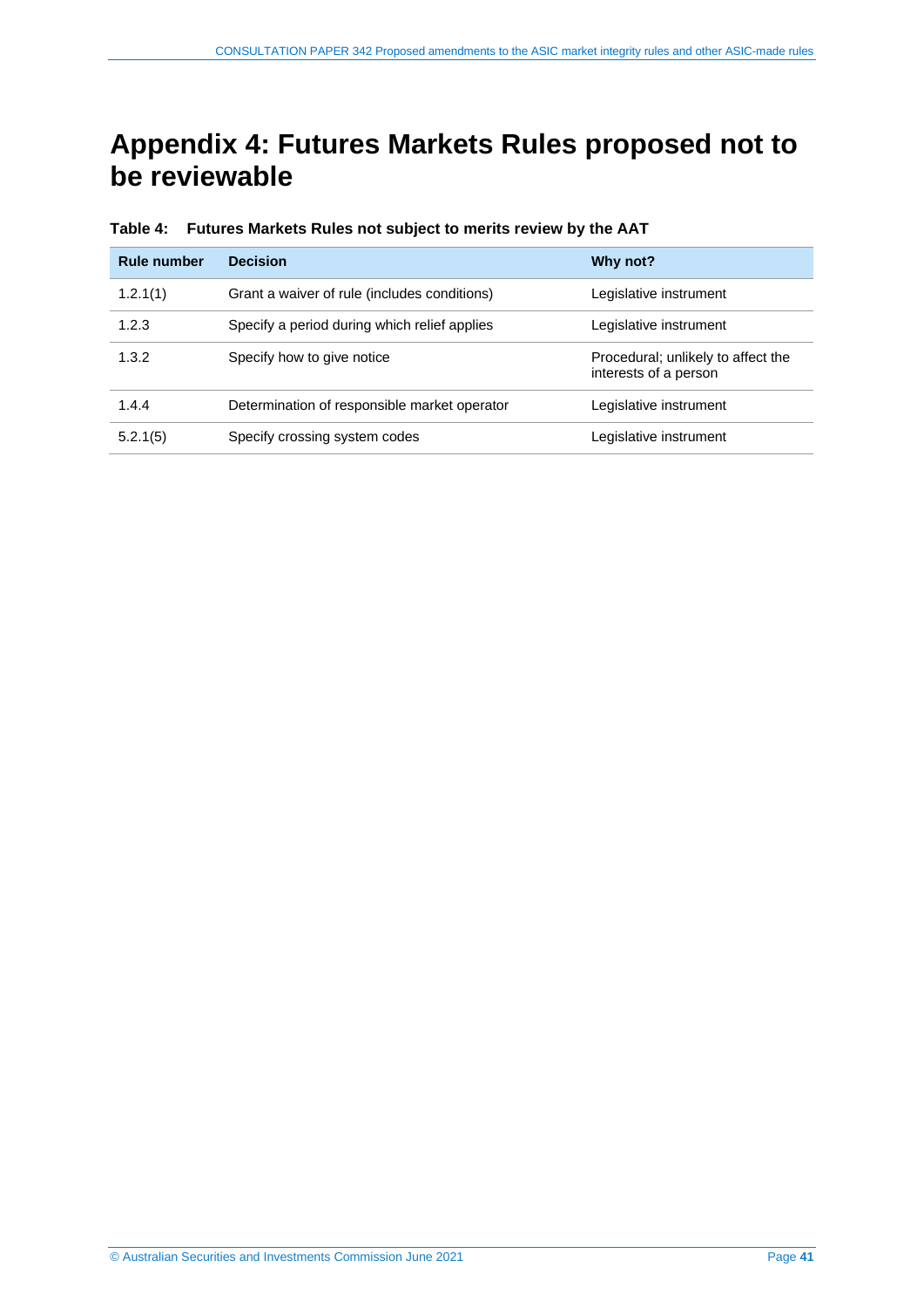# Appendix 4: Futures Markets Rules proposed not to be reviewable

**Table 4: Futures Markets Rules not subject to merits review by the AAT**

| Rule number | Decision | Why not? |
| --- | --- | --- |
| 1.2.1(1) | Grant a waiver of rule (includes conditions) | Legislative instrument |
| 1.2.3 | Specify a period during which relief applies | Legislative instrument |
| 1.3.2 | Specify how to give notice | Procedural; unlikely to affect the interests of a person |
| 1.4.4 | Determination of responsible market operator | Legislative instrument |
| 5.2.1(5) | Specify crossing system codes | Legislative instrument |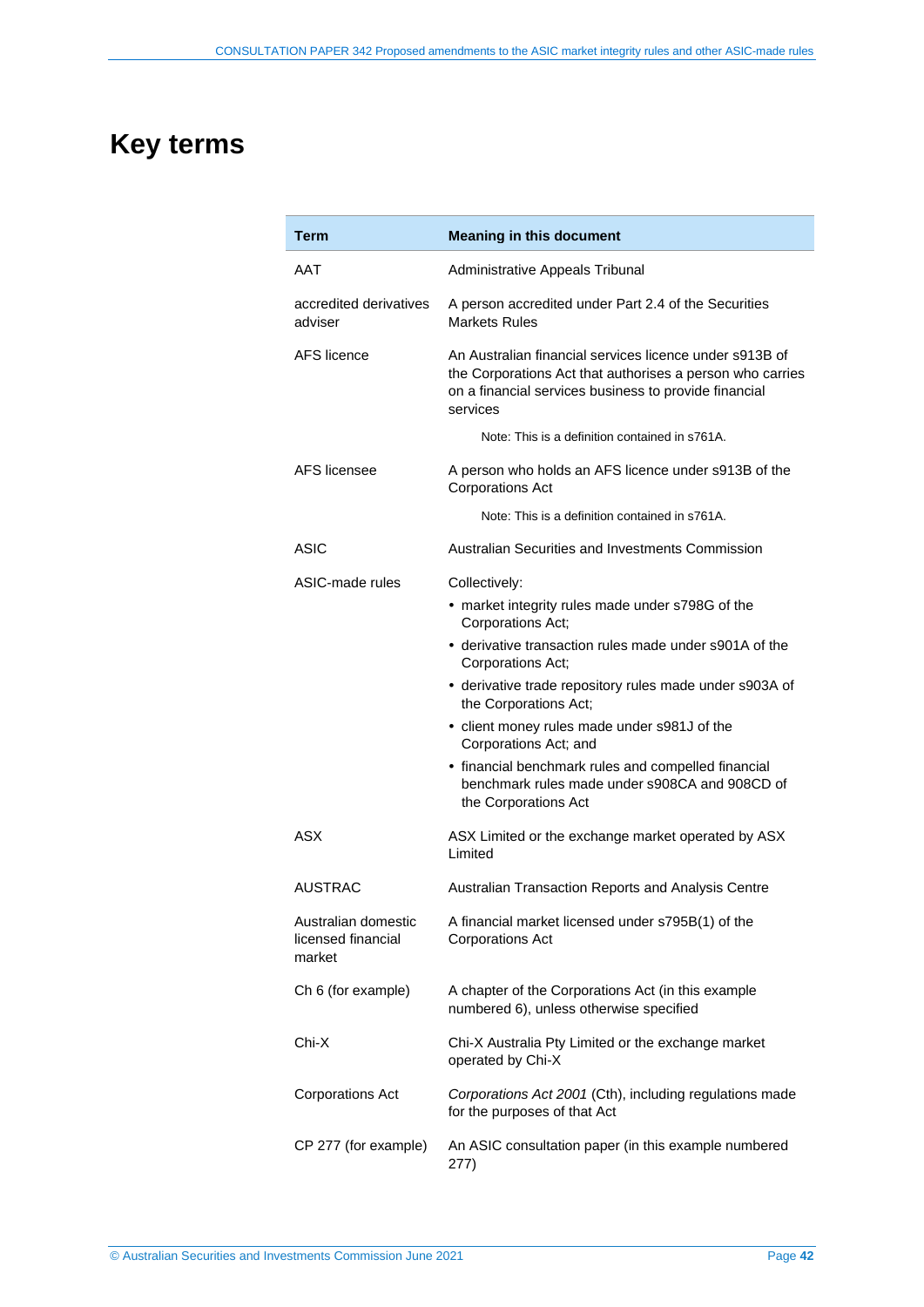# Key terms

| Term | Meaning in this document |
|---|---|
| AAT | Administrative Appeals Tribunal |
| accredited derivatives adviser | A person accredited under Part 2.4 of the Securities Markets Rules |
| AFS licence | An Australian financial services licence under s913B of the Corporations Act that authorises a person who carries on a financial services business to provide financial services<br><br>Note: This is a definition contained in s761A. |
| AFS licensee | A person who holds an AFS licence under s913B of the Corporations Act<br><br>Note: This is a definition contained in s761A. |
| ASIC | Australian Securities and Investments Commission |
| ASIC-made rules | Collectively:<br>• market integrity rules made under s798G of the Corporations Act;<br>• derivative transaction rules made under s901A of the Corporations Act;<br>• derivative trade repository rules made under s903A of the Corporations Act;<br>• client money rules made under s981J of the Corporations Act; and<br>• financial benchmark rules and compelled financial benchmark rules made under s908CA and 908CD of the Corporations Act |
| ASX | ASX Limited or the exchange market operated by ASX Limited |
| AUSTRAC | Australian Transaction Reports and Analysis Centre |
| Australian domestic licensed financial market | A financial market licensed under s795B(1) of the Corporations Act |
| Ch 6 (for example) | A chapter of the Corporations Act (in this example numbered 6), unless otherwise specified |
| Chi-X | Chi-X Australia Pty Limited or the exchange market operated by Chi-X |
| Corporations Act | *Corporations Act 2001* (Cth), including regulations made for the purposes of that Act |
| CP 277 (for example) | An ASIC consultation paper (in this example numbered 277) |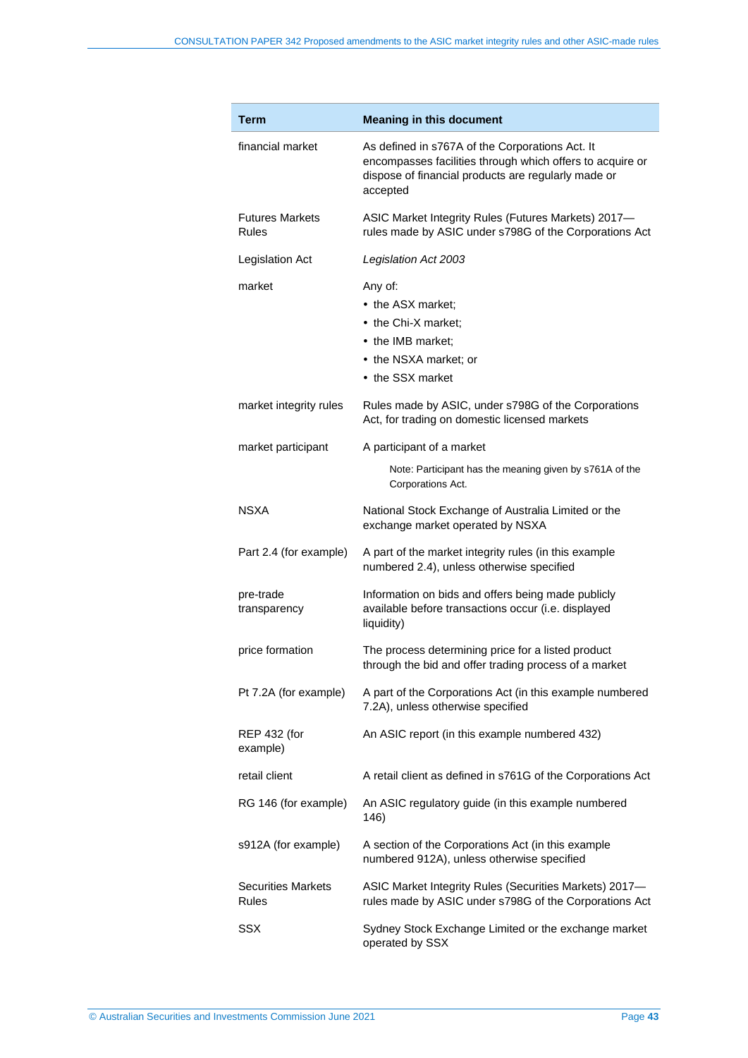| Term | Meaning in this document |
|---|---|
| financial market | As defined in s767A of the Corporations Act. It encompasses facilities through which offers to acquire or dispose of financial products are regularly made or accepted |
| Futures Markets Rules | ASIC Market Integrity Rules (Futures Markets) 2017—rules made by ASIC under s798G of the Corporations Act |
| Legislation Act | *Legislation Act 2003* |
| market | Any of:<br>• the ASX market;<br>• the Chi-X market;<br>• the IMB market;<br>• the NSXA market; or<br>• the SSX market |
| market integrity rules | Rules made by ASIC, under s798G of the Corporations Act, for trading on domestic licensed markets |
| market participant | A participant of a market<br>Note: Participant has the meaning given by s761A of the Corporations Act. |
| NSXA | National Stock Exchange of Australia Limited or the exchange market operated by NSXA |
| Part 2.4 (for example) | A part of the market integrity rules (in this example numbered 2.4), unless otherwise specified |
| pre-trade transparency | Information on bids and offers being made publicly available before transactions occur (i.e. displayed liquidity) |
| price formation | The process determining price for a listed product through the bid and offer trading process of a market |
| Pt 7.2A (for example) | A part of the Corporations Act (in this example numbered 7.2A), unless otherwise specified |
| REP 432 (for example) | An ASIC report (in this example numbered 432) |
| retail client | A retail client as defined in s761G of the Corporations Act |
| RG 146 (for example) | An ASIC regulatory guide (in this example numbered 146) |
| s912A (for example) | A section of the Corporations Act (in this example numbered 912A), unless otherwise specified |
| Securities Markets Rules | ASIC Market Integrity Rules (Securities Markets) 2017—rules made by ASIC under s798G of the Corporations Act |
| SSX | Sydney Stock Exchange Limited or the exchange market operated by SSX |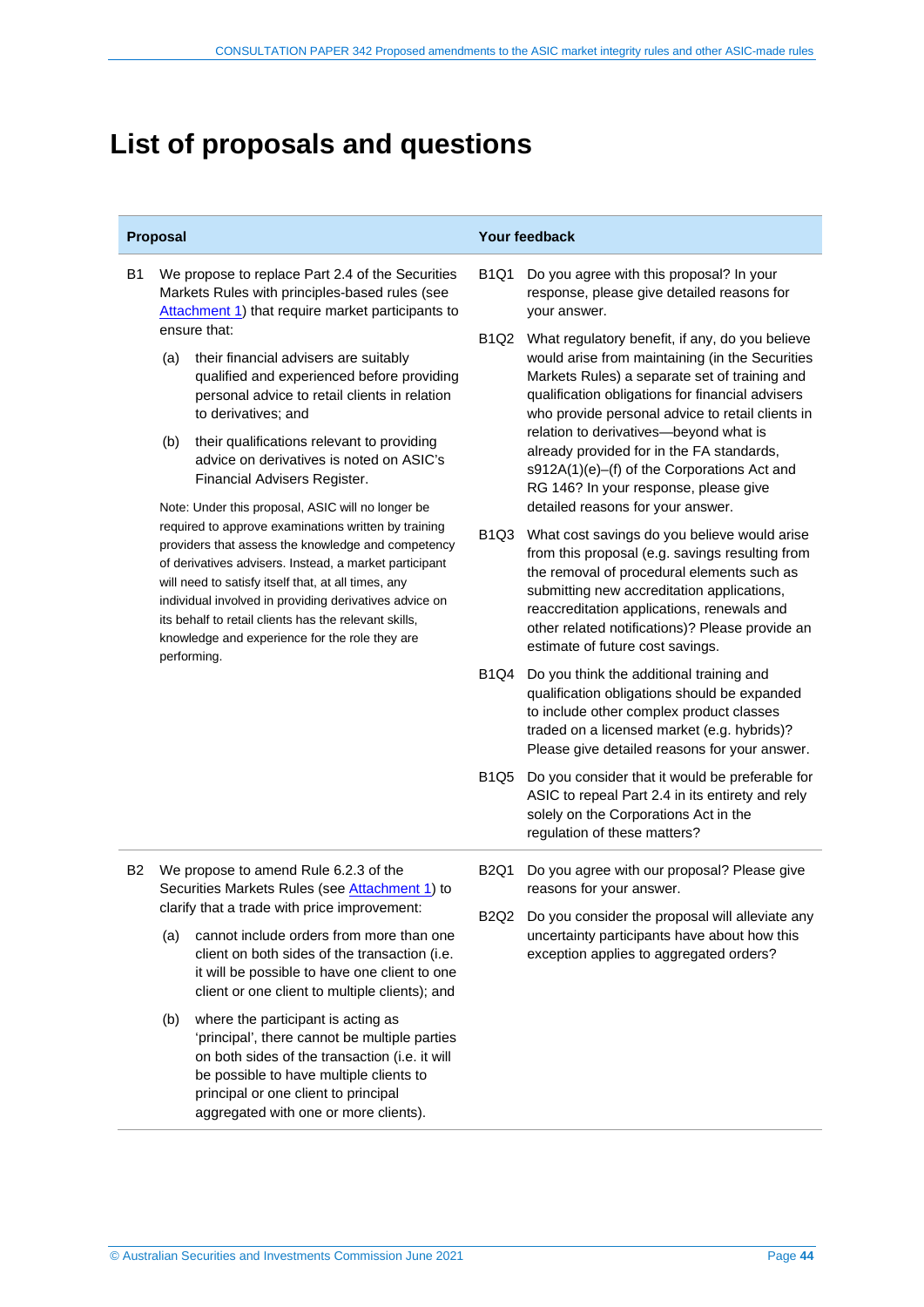# List of proposals and questions

| Proposal | Your feedback |
|---|---|
| **B1** We propose to replace Part 2.4 of the Securities Markets Rules with principles-based rules (see Attachment 1) that require market participants to ensure that:<br><br>(a) their financial advisers are suitably qualified and experienced before providing personal advice to retail clients in relation to derivatives; and<br><br>(b) their qualifications relevant to providing advice on derivatives is noted on ASIC's Financial Advisers Register.<br><br>Note: Under this proposal, ASIC will no longer be required to approve examinations written by training providers that assess the knowledge and competency of derivatives advisers. Instead, a market participant will need to satisfy itself that, at all times, any individual involved in providing derivatives advice on its behalf to retail clients has the relevant skills, knowledge and experience for the role they are performing. | **B1Q1** Do you agree with this proposal? In your response, please give detailed reasons for your answer.<br><br>**B1Q2** What regulatory benefit, if any, do you believe would arise from maintaining (in the Securities Markets Rules) a separate set of training and qualification obligations for financial advisers who provide personal advice to retail clients in relation to derivatives—beyond what is already provided for in the FA standards, s912A(1)(e)–(f) of the Corporations Act and RG 146? In your response, please give detailed reasons for your answer.<br><br>**B1Q3** What cost savings do you believe would arise from this proposal (e.g. savings resulting from the removal of procedural elements such as submitting new accreditation applications, reaccreditation applications, renewals and other related notifications)? Please provide an estimate of future cost savings.<br><br>**B1Q4** Do you think the additional training and qualification obligations should be expanded to include other complex product classes traded on a licensed market (e.g. hybrids)? Please give detailed reasons for your answer.<br><br>**B1Q5** Do you consider that it would be preferable for ASIC to repeal Part 2.4 in its entirety and rely solely on the Corporations Act in the regulation of these matters? |
| **B2** We propose to amend Rule 6.2.3 of the Securities Markets Rules (see Attachment 1) to clarify that a trade with price improvement:<br><br>(a) cannot include orders from more than one client on both sides of the transaction (i.e. it will be possible to have one client to one client or one client to multiple clients); and<br><br>(b) where the participant is acting as 'principal', there cannot be multiple parties on both sides of the transaction (i.e. it will be possible to have multiple clients to principal or one client to principal aggregated with one or more clients). | **B2Q1** Do you agree with our proposal? Please give reasons for your answer.<br><br>**B2Q2** Do you consider the proposal will alleviate any uncertainty participants have about how this exception applies to aggregated orders? |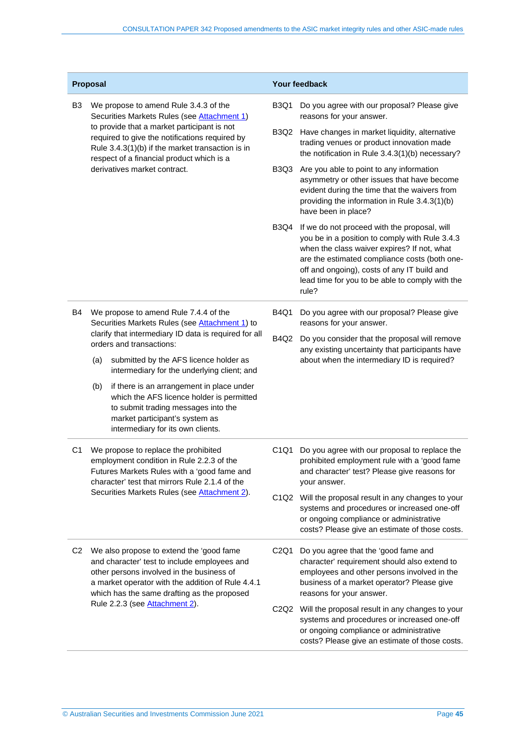| Proposal | Your feedback |
|---|---|
| B3 We propose to amend Rule 3.4.3 of the Securities Markets Rules (see Attachment 1) to provide that a market participant is not required to give the notifications required by Rule 3.4.3(1)(b) if the market transaction is in respect of a financial product which is a derivatives market contract. | B3Q1 Do you agree with our proposal? Please give reasons for your answer.<br><br>B3Q2 Have changes in market liquidity, alternative trading venues or product innovation made the notification in Rule 3.4.3(1)(b) necessary?<br><br>B3Q3 Are you able to point to any information asymmetry or other issues that have become evident during the time that the waivers from providing the information in Rule 3.4.3(1)(b) have been in place?<br><br>B3Q4 If we do not proceed with the proposal, will you be in a position to comply with Rule 3.4.3 when the class waiver expires? If not, what are the estimated compliance costs (both one-off and ongoing), costs of any IT build and lead time for you to be able to comply with the rule? |
| B4 We propose to amend Rule 7.4.4 of the Securities Markets Rules (see Attachment 1) to clarify that intermediary ID data is required for all orders and transactions:<br><br>(a) submitted by the AFS licence holder as intermediary for the underlying client; and<br><br>(b) if there is an arrangement in place under which the AFS licence holder is permitted to submit trading messages into the market participant's system as intermediary for its own clients. | B4Q1 Do you agree with our proposal? Please give reasons for your answer.<br><br>B4Q2 Do you consider that the proposal will remove any existing uncertainty that participants have about when the intermediary ID is required? |
| C1 We propose to replace the prohibited employment condition in Rule 2.2.3 of the Futures Markets Rules with a 'good fame and character' test that mirrors Rule 2.1.4 of the Securities Markets Rules (see Attachment 2). | C1Q1 Do you agree with our proposal to replace the prohibited employment rule with a 'good fame and character' test? Please give reasons for your answer.<br><br>C1Q2 Will the proposal result in any changes to your systems and procedures or increased one-off or ongoing compliance or administrative costs? Please give an estimate of those costs. |
| C2 We also propose to extend the 'good fame and character' test to include employees and other persons involved in the business of a market operator with the addition of Rule 4.4.1 which has the same drafting as the proposed Rule 2.2.3 (see Attachment 2). | C2Q1 Do you agree that the 'good fame and character' requirement should also extend to employees and other persons involved in the business of a market operator? Please give reasons for your answer.<br><br>C2Q2 Will the proposal result in any changes to your systems and procedures or increased one-off or ongoing compliance or administrative costs? Please give an estimate of those costs. |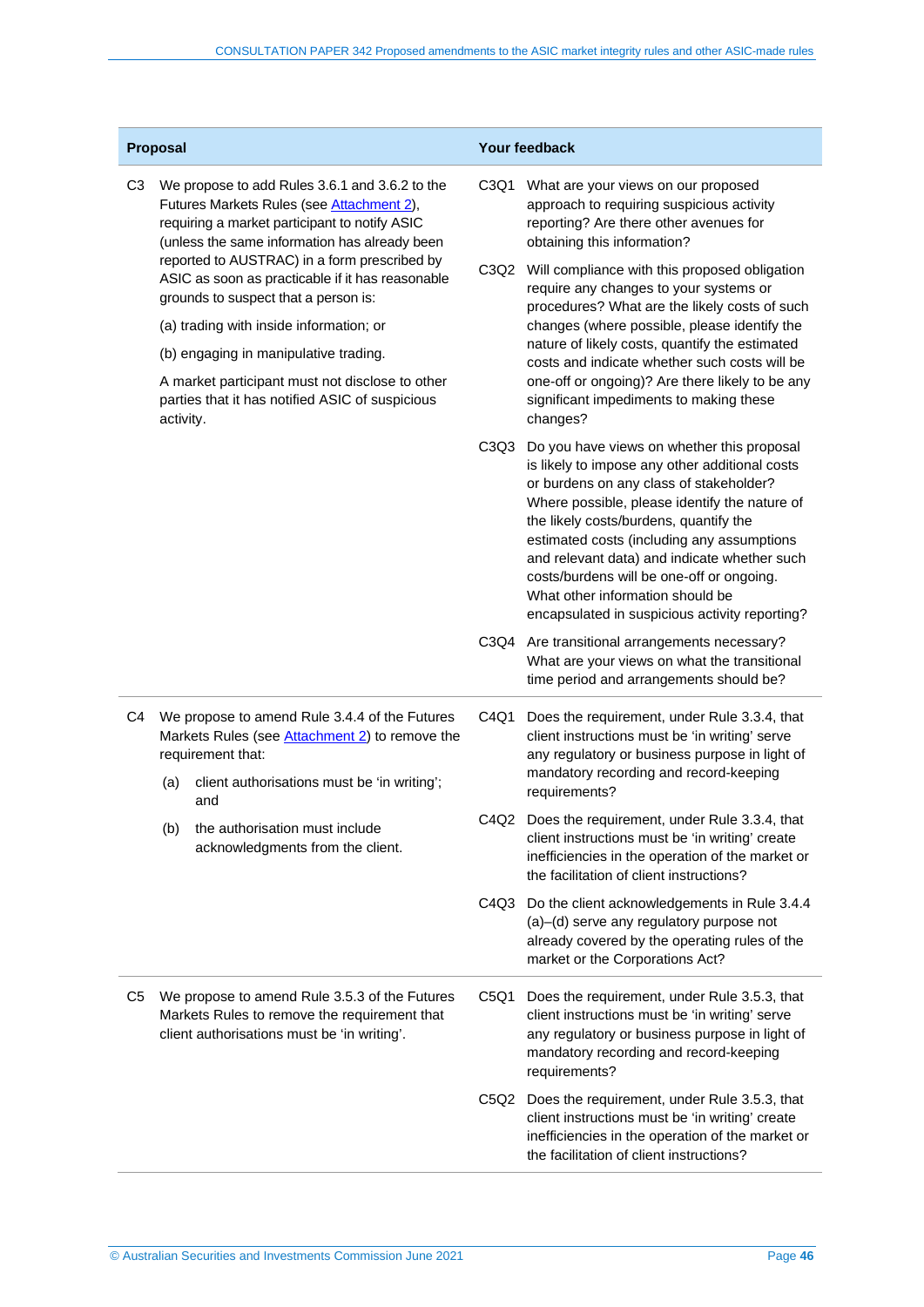| Proposal | Your feedback |
|---|---|
| C3 We propose to add Rules 3.6.1 and 3.6.2 to the Futures Markets Rules (see Attachment 2), requiring a market participant to notify ASIC (unless the same information has already been reported to AUSTRAC) in a form prescribed by ASIC as soon as practicable if it has reasonable grounds to suspect that a person is:<br><br>(a) trading with inside information; or<br><br>(b) engaging in manipulative trading.<br><br>A market participant must not disclose to other parties that it has notified ASIC of suspicious activity. | C3Q1 What are your views on our proposed approach to requiring suspicious activity reporting? Are there other avenues for obtaining this information?<br><br>C3Q2 Will compliance with this proposed obligation require any changes to your systems or procedures? What are the likely costs of such changes (where possible, please identify the nature of likely costs, quantify the estimated costs and indicate whether such costs will be one-off or ongoing)? Are there likely to be any significant impediments to making these changes?<br><br>C3Q3 Do you have views on whether this proposal is likely to impose any other additional costs or burdens on any class of stakeholder? Where possible, please identify the nature of the likely costs/burdens, quantify the estimated costs (including any assumptions and relevant data) and indicate whether such costs/burdens will be one-off or ongoing. What other information should be encapsulated in suspicious activity reporting?<br><br>C3Q4 Are transitional arrangements necessary? What are your views on what the transitional time period and arrangements should be? |
| C4 We propose to amend Rule 3.4.4 of the Futures Markets Rules (see Attachment 2) to remove the requirement that:<br><br>(a) client authorisations must be 'in writing'; and<br><br>(b) the authorisation must include acknowledgments from the client. | C4Q1 Does the requirement, under Rule 3.3.4, that client instructions must be 'in writing' serve any regulatory or business purpose in light of mandatory recording and record-keeping requirements?<br><br>C4Q2 Does the requirement, under Rule 3.3.4, that client instructions must be 'in writing' create inefficiencies in the operation of the market or the facilitation of client instructions?<br><br>C4Q3 Do the client acknowledgements in Rule 3.4.4 (a)–(d) serve any regulatory purpose not already covered by the operating rules of the market or the Corporations Act? |
| C5 We propose to amend Rule 3.5.3 of the Futures Markets Rules to remove the requirement that client authorisations must be 'in writing'. | C5Q1 Does the requirement, under Rule 3.5.3, that client instructions must be 'in writing' serve any regulatory or business purpose in light of mandatory recording and record-keeping requirements?<br><br>C5Q2 Does the requirement, under Rule 3.5.3, that client instructions must be 'in writing' create inefficiencies in the operation of the market or the facilitation of client instructions? |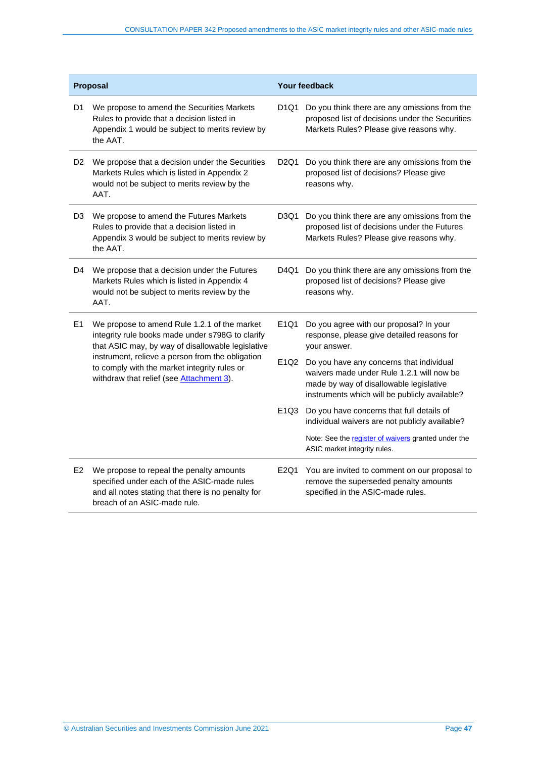| Proposal | | Your feedback | |
|---|---|---|---|
| D1 | We propose to amend the Securities Markets Rules to provide that a decision listed in Appendix 1 would be subject to merits review by the AAT. | D1Q1 | Do you think there are any omissions from the proposed list of decisions under the Securities Markets Rules? Please give reasons why. |
| D2 | We propose that a decision under the Securities Markets Rules which is listed in Appendix 2 would not be subject to merits review by the AAT. | D2Q1 | Do you think there are any omissions from the proposed list of decisions? Please give reasons why. |
| D3 | We propose to amend the Futures Markets Rules to provide that a decision listed in Appendix 3 would be subject to merits review by the AAT. | D3Q1 | Do you think there are any omissions from the proposed list of decisions under the Futures Markets Rules? Please give reasons why. |
| D4 | We propose that a decision under the Futures Markets Rules which is listed in Appendix 4 would not be subject to merits review by the AAT. | D4Q1 | Do you think there are any omissions from the proposed list of decisions? Please give reasons why. |
| E1 | We propose to amend Rule 1.2.1 of the market integrity rule books made under s798G to clarify that ASIC may, by way of disallowable legislative instrument, relieve a person from the obligation to comply with the market integrity rules or withdraw that relief (see Attachment 3). | E1Q1 | Do you agree with our proposal? In your response, please give detailed reasons for your answer. |
| | | E1Q2 | Do you have any concerns that individual waivers made under Rule 1.2.1 will now be made by way of disallowable legislative instruments which will be publicly available? |
| | | E1Q3 | Do you have concerns that full details of individual waivers are not publicly available?<br><br>Note: See the register of waivers granted under the ASIC market integrity rules. |
| E2 | We propose to repeal the penalty amounts specified under each of the ASIC-made rules and all notes stating that there is no penalty for breach of an ASIC-made rule. | E2Q1 | You are invited to comment on our proposal to remove the superseded penalty amounts specified in the ASIC-made rules. |